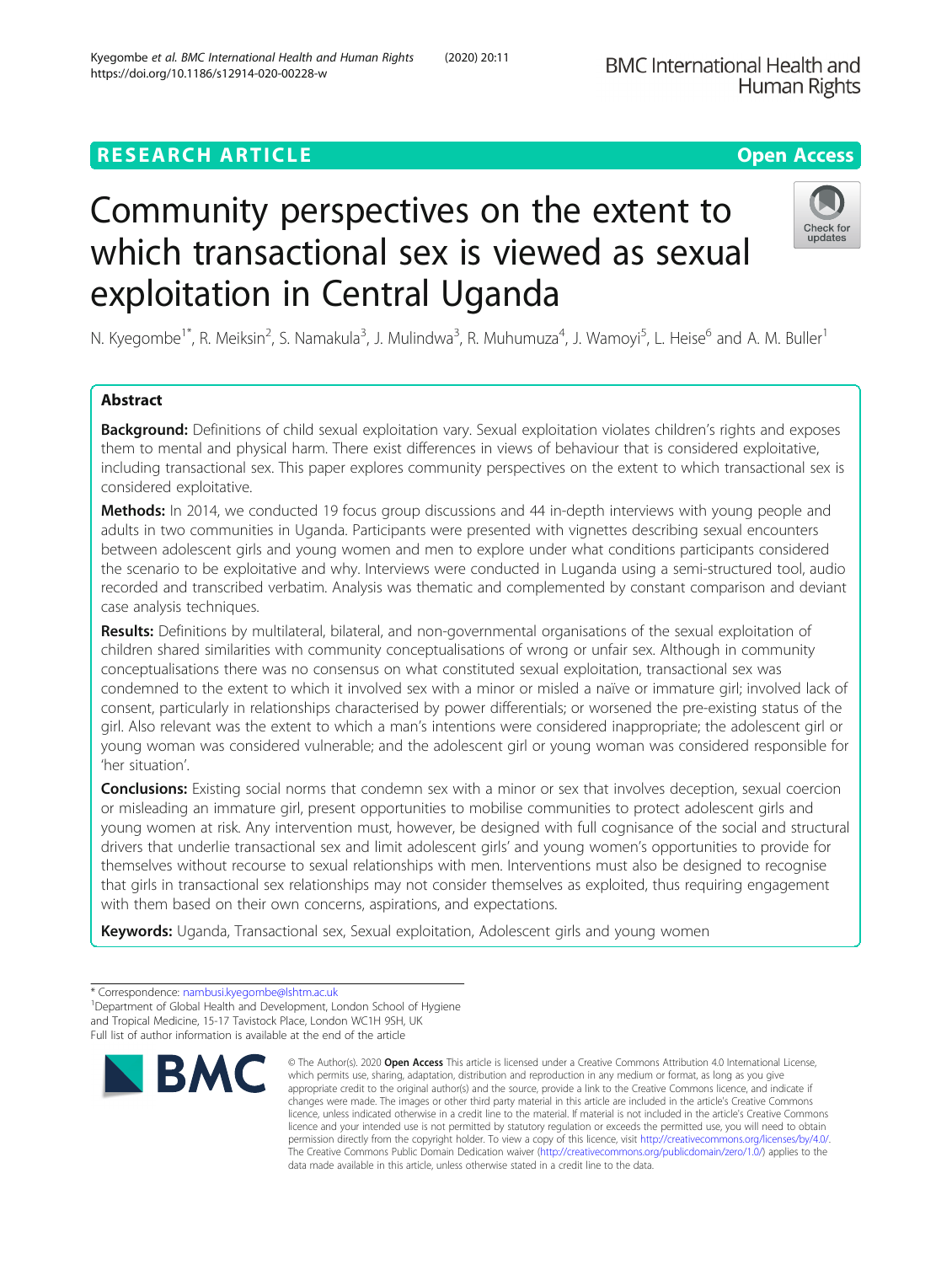RESEARCH ARTICLE

Open Access

# Community perspectives on the extent to which transactional sex is viewed as sexual exploitation in Central Uganda

N. Kyegombe[1*], R. Meiksin[2], S. Namakula[3], J. Mulindwa[3], R. Muhumuza[4], J. Wamoyi[5], L. Heise[6] and A. M. Buller[1]

## Abstract

**Background:** Definitions of child sexual exploitation vary. Sexual exploitation violates children's rights and exposes them to mental and physical harm. There exist differences in views of behaviour that is considered exploitative, including transactional sex. This paper explores community perspectives on the extent to which transactional sex is considered exploitative.

**Methods:** In 2014, we conducted 19 focus group discussions and 44 in-depth interviews with young people and adults in two communities in Uganda. Participants were presented with vignettes describing sexual encounters between adolescent girls and young women and men to explore under what conditions participants considered the scenario to be exploitative and why. Interviews were conducted in Luganda using a semi-structured tool, audio recorded and transcribed verbatim. Analysis was thematic and complemented by constant comparison and deviant case analysis techniques.

**Results:** Definitions by multilateral, bilateral, and non-governmental organisations of the sexual exploitation of children shared similarities with community conceptualisations of wrong or unfair sex. Although in community conceptualisations there was no consensus on what constituted sexual exploitation, transactional sex was condemned to the extent to which it involved sex with a minor or misled a naïve or immature girl; involved lack of consent, particularly in relationships characterised by power differentials; or worsened the pre-existing status of the girl. Also relevant was the extent to which a man's intentions were considered inappropriate; the adolescent girl or young woman was considered vulnerable; and the adolescent girl or young woman was considered responsible for 'her situation'.

**Conclusions:** Existing social norms that condemn sex with a minor or sex that involves deception, sexual coercion or misleading an immature girl, present opportunities to mobilise communities to protect adolescent girls and young women at risk. Any intervention must, however, be designed with full cognisance of the social and structural drivers that underlie transactional sex and limit adolescent girls' and young women's opportunities to provide for themselves without recourse to sexual relationships with men. Interventions must also be designed to recognise that girls in transactional sex relationships may not consider themselves as exploited, thus requiring engagement with them based on their own concerns, aspirations, and expectations.

**Keywords:** Uganda, Transactional sex, Sexual exploitation, Adolescent girls and young women

---

* Correspondence: nambusi.kyegombe@lshtm.ac.uk
[1]Department of Global Health and Development, London School of Hygiene and Tropical Medicine, 15-17 Tavistock Place, London WC1H 9SH, UK
Full list of author information is available at the end of the article

© The Author(s). 2020 **Open Access** This article is licensed under a Creative Commons Attribution 4.0 International License, which permits use, sharing, adaptation, distribution and reproduction in any medium or format, as long as you give appropriate credit to the original author(s) and the source, provide a link to the Creative Commons licence, and indicate if changes were made. The images or other third party material in this article are included in the article's Creative Commons licence, unless indicated otherwise in a credit line to the material. If material is not included in the article's Creative Commons licence and your intended use is not permitted by statutory regulation or exceeds the permitted use, you will need to obtain permission directly from the copyright holder. To view a copy of this licence, visit http://creativecommons.org/licenses/by/4.0/. The Creative Commons Public Domain Dedication waiver (http://creativecommons.org/publicdomain/zero/1.0/) applies to the data made available in this article, unless otherwise stated in a credit line to the data.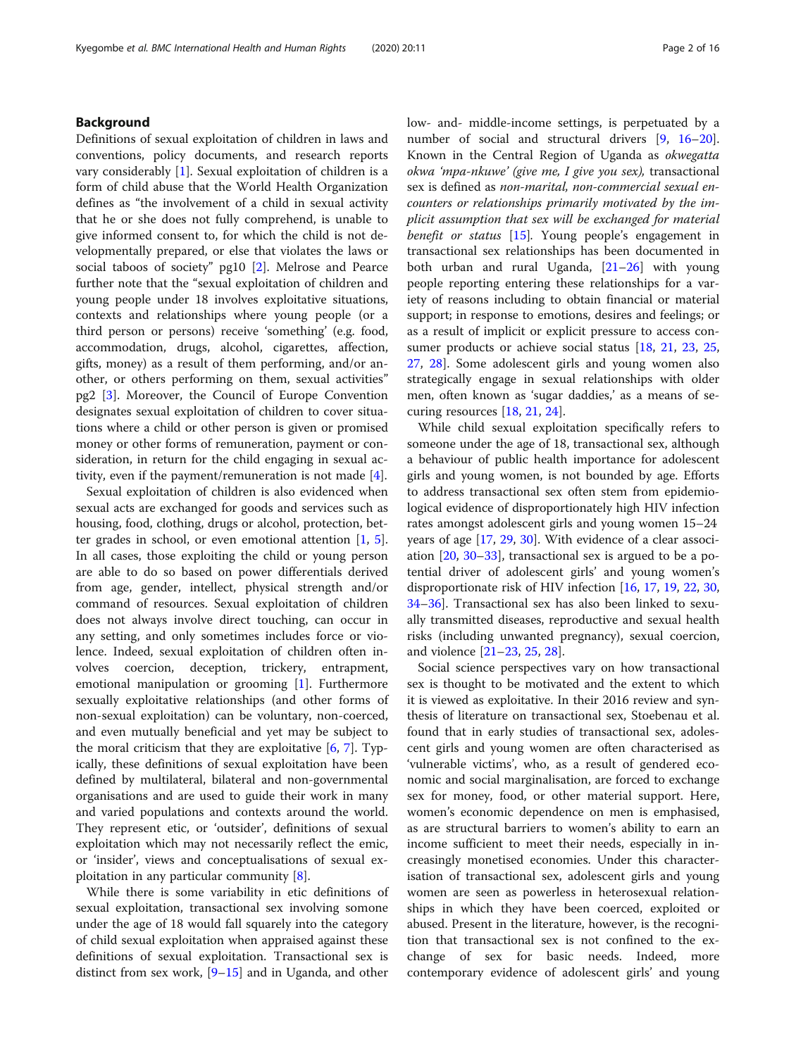## Background

Definitions of sexual exploitation of children in laws and conventions, policy documents, and research reports vary considerably [1]. Sexual exploitation of children is a form of child abuse that the World Health Organization defines as "the involvement of a child in sexual activity that he or she does not fully comprehend, is unable to give informed consent to, for which the child is not developmentally prepared, or else that violates the laws or social taboos of society" pg10 [2]. Melrose and Pearce further note that the "sexual exploitation of children and young people under 18 involves exploitative situations, contexts and relationships where young people (or a third person or persons) receive 'something' (e.g. food, accommodation, drugs, alcohol, cigarettes, affection, gifts, money) as a result of them performing, and/or another, or others performing on them, sexual activities" pg2 [3]. Moreover, the Council of Europe Convention designates sexual exploitation of children to cover situations where a child or other person is given or promised money or other forms of remuneration, payment or consideration, in return for the child engaging in sexual activity, even if the payment/remuneration is not made [4].

Sexual exploitation of children is also evidenced when sexual acts are exchanged for goods and services such as housing, food, clothing, drugs or alcohol, protection, better grades in school, or even emotional attention [1, 5]. In all cases, those exploiting the child or young person are able to do so based on power differentials derived from age, gender, intellect, physical strength and/or command of resources. Sexual exploitation of children does not always involve direct touching, can occur in any setting, and only sometimes includes force or violence. Indeed, sexual exploitation of children often involves coercion, deception, trickery, entrapment, emotional manipulation or grooming [1]. Furthermore sexually exploitative relationships (and other forms of non-sexual exploitation) can be voluntary, non-coerced, and even mutually beneficial and yet may be subject to the moral criticism that they are exploitative [6, 7]. Typically, these definitions of sexual exploitation have been defined by multilateral, bilateral and non-governmental organisations and are used to guide their work in many and varied populations and contexts around the world. They represent etic, or 'outsider', definitions of sexual exploitation which may not necessarily reflect the emic, or 'insider', views and conceptualisations of sexual exploitation in any particular community [8].

While there is some variability in etic definitions of sexual exploitation, transactional sex involving somone under the age of 18 would fall squarely into the category of child sexual exploitation when appraised against these definitions of sexual exploitation. Transactional sex is distinct from sex work, [9–15] and in Uganda, and other low- and- middle-income settings, is perpetuated by a number of social and structural drivers [9, 16–20]. Known in the Central Region of Uganda as *okwegatta okwa 'mpa-nkuwe' (give me, I give you sex),* transactional sex is defined as *non-marital, non-commercial sexual encounters or relationships primarily motivated by the implicit assumption that sex will be exchanged for material benefit or status* [15]. Young people's engagement in transactional sex relationships has been documented in both urban and rural Uganda, [21–26] with young people reporting entering these relationships for a variety of reasons including to obtain financial or material support; in response to emotions, desires and feelings; or as a result of implicit or explicit pressure to access consumer products or achieve social status [18, 21, 23, 25, 27, 28]. Some adolescent girls and young women also strategically engage in sexual relationships with older men, often known as 'sugar daddies,' as a means of securing resources [18, 21, 24].

While child sexual exploitation specifically refers to someone under the age of 18, transactional sex, although a behaviour of public health importance for adolescent girls and young women, is not bounded by age. Efforts to address transactional sex often stem from epidemiological evidence of disproportionately high HIV infection rates amongst adolescent girls and young women 15–24 years of age [17, 29, 30]. With evidence of a clear association [20, 30–33], transactional sex is argued to be a potential driver of adolescent girls' and young women's disproportionate risk of HIV infection [16, 17, 19, 22, 30, 34–36]. Transactional sex has also been linked to sexually transmitted diseases, reproductive and sexual health risks (including unwanted pregnancy), sexual coercion, and violence [21–23, 25, 28].

Social science perspectives vary on how transactional sex is thought to be motivated and the extent to which it is viewed as exploitative. In their 2016 review and synthesis of literature on transactional sex, Stoebenau et al. found that in early studies of transactional sex, adolescent girls and young women are often characterised as 'vulnerable victims', who, as a result of gendered economic and social marginalisation, are forced to exchange sex for money, food, or other material support. Here, women's economic dependence on men is emphasised, as are structural barriers to women's ability to earn an income sufficient to meet their needs, especially in increasingly monetised economies. Under this characterisation of transactional sex, adolescent girls and young women are seen as powerless in heterosexual relationships in which they have been coerced, exploited or abused. Present in the literature, however, is the recognition that transactional sex is not confined to the exchange of sex for basic needs. Indeed, more contemporary evidence of adolescent girls' and young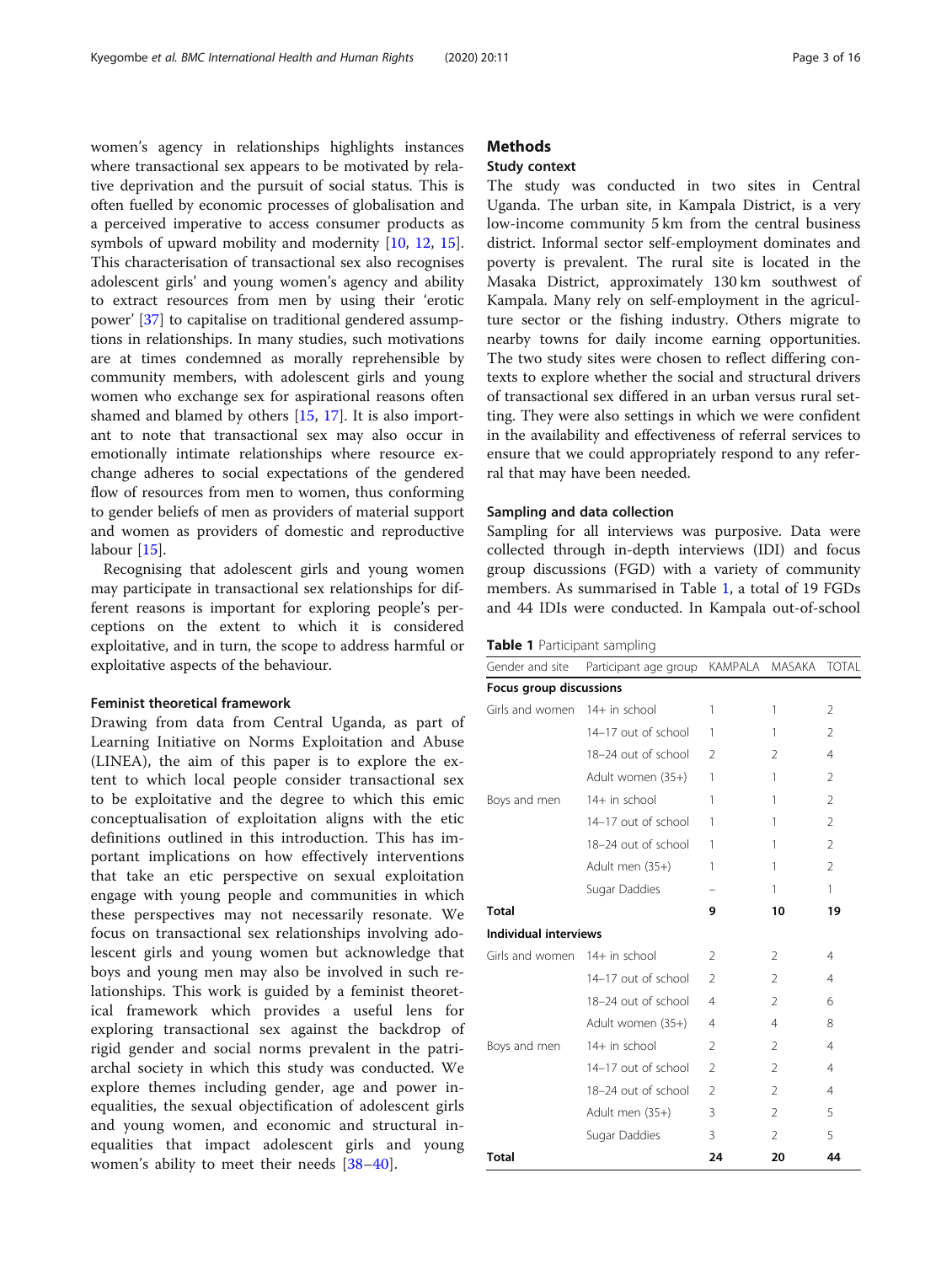women's agency in relationships highlights instances where transactional sex appears to be motivated by relative deprivation and the pursuit of social status. This is often fuelled by economic processes of globalisation and a perceived imperative to access consumer products as symbols of upward mobility and modernity [10, 12, 15]. This characterisation of transactional sex also recognises adolescent girls' and young women's agency and ability to extract resources from men by using their 'erotic power' [37] to capitalise on traditional gendered assumptions in relationships. In many studies, such motivations are at times condemned as morally reprehensible by community members, with adolescent girls and young women who exchange sex for aspirational reasons often shamed and blamed by others [15, 17]. It is also important to note that transactional sex may also occur in emotionally intimate relationships where resource exchange adheres to social expectations of the gendered flow of resources from men to women, thus conforming to gender beliefs of men as providers of material support and women as providers of domestic and reproductive labour [15].

Recognising that adolescent girls and young women may participate in transactional sex relationships for different reasons is important for exploring people's perceptions on the extent to which it is considered exploitative, and in turn, the scope to address harmful or exploitative aspects of the behaviour.

### Feminist theoretical framework

Drawing from data from Central Uganda, as part of Learning Initiative on Norms Exploitation and Abuse (LINEA), the aim of this paper is to explore the extent to which local people consider transactional sex to be exploitative and the degree to which this emic conceptualisation of exploitation aligns with the etic definitions outlined in this introduction. This has important implications on how effectively interventions that take an etic perspective on sexual exploitation engage with young people and communities in which these perspectives may not necessarily resonate. We focus on transactional sex relationships involving adolescent girls and young women but acknowledge that boys and young men may also be involved in such relationships. This work is guided by a feminist theoretical framework which provides a useful lens for exploring transactional sex against the backdrop of rigid gender and social norms prevalent in the patriarchal society in which this study was conducted. We explore themes including gender, age and power inequalities, the sexual objectification of adolescent girls and young women, and economic and structural inequalities that impact adolescent girls and young women's ability to meet their needs [38–40].

## Methods

### Study context

The study was conducted in two sites in Central Uganda. The urban site, in Kampala District, is a very low-income community 5 km from the central business district. Informal sector self-employment dominates and poverty is prevalent. The rural site is located in the Masaka District, approximately 130 km southwest of Kampala. Many rely on self-employment in the agriculture sector or the fishing industry. Others migrate to nearby towns for daily income earning opportunities. The two study sites were chosen to reflect differing contexts to explore whether the social and structural drivers of transactional sex differed in an urban versus rural setting. They were also settings in which we were confident in the availability and effectiveness of referral services to ensure that we could appropriately respond to any referral that may have been needed.

### Sampling and data collection

Sampling for all interviews was purposive. Data were collected through in-depth interviews (IDI) and focus group discussions (FGD) with a variety of community members. As summarised in Table 1, a total of 19 FGDs and 44 IDIs were conducted. In Kampala out-of-school

**Table 1** Participant sampling

| Gender and site | Participant age group | KAMPALA | MASAKA | TOTAL |
|---|---|---|---|---|
| **Focus group discussions** | | | | |
| Girls and women | 14+ in school | 1 | 1 | 2 |
| | 14–17 out of school | 1 | 1 | 2 |
| | 18–24 out of school | 2 | 2 | 4 |
| | Adult women (35+) | 1 | 1 | 2 |
| Boys and men | 14+ in school | 1 | 1 | 2 |
| | 14–17 out of school | 1 | 1 | 2 |
| | 18–24 out of school | 1 | 1 | 2 |
| | Adult men (35+) | 1 | 1 | 2 |
| | Sugar Daddies | – | 1 | 1 |
| **Total** | | **9** | **10** | **19** |
| **Individual interviews** | | | | |
| Girls and women | 14+ in school | 2 | 2 | 4 |
| | 14–17 out of school | 2 | 2 | 4 |
| | 18–24 out of school | 4 | 2 | 6 |
| | Adult women (35+) | 4 | 4 | 8 |
| Boys and men | 14+ in school | 2 | 2 | 4 |
| | 14–17 out of school | 2 | 2 | 4 |
| | 18–24 out of school | 2 | 2 | 4 |
| | Adult men (35+) | 3 | 2 | 5 |
| | Sugar Daddies | 3 | 2 | 5 |
| **Total** | | **24** | **20** | **44** |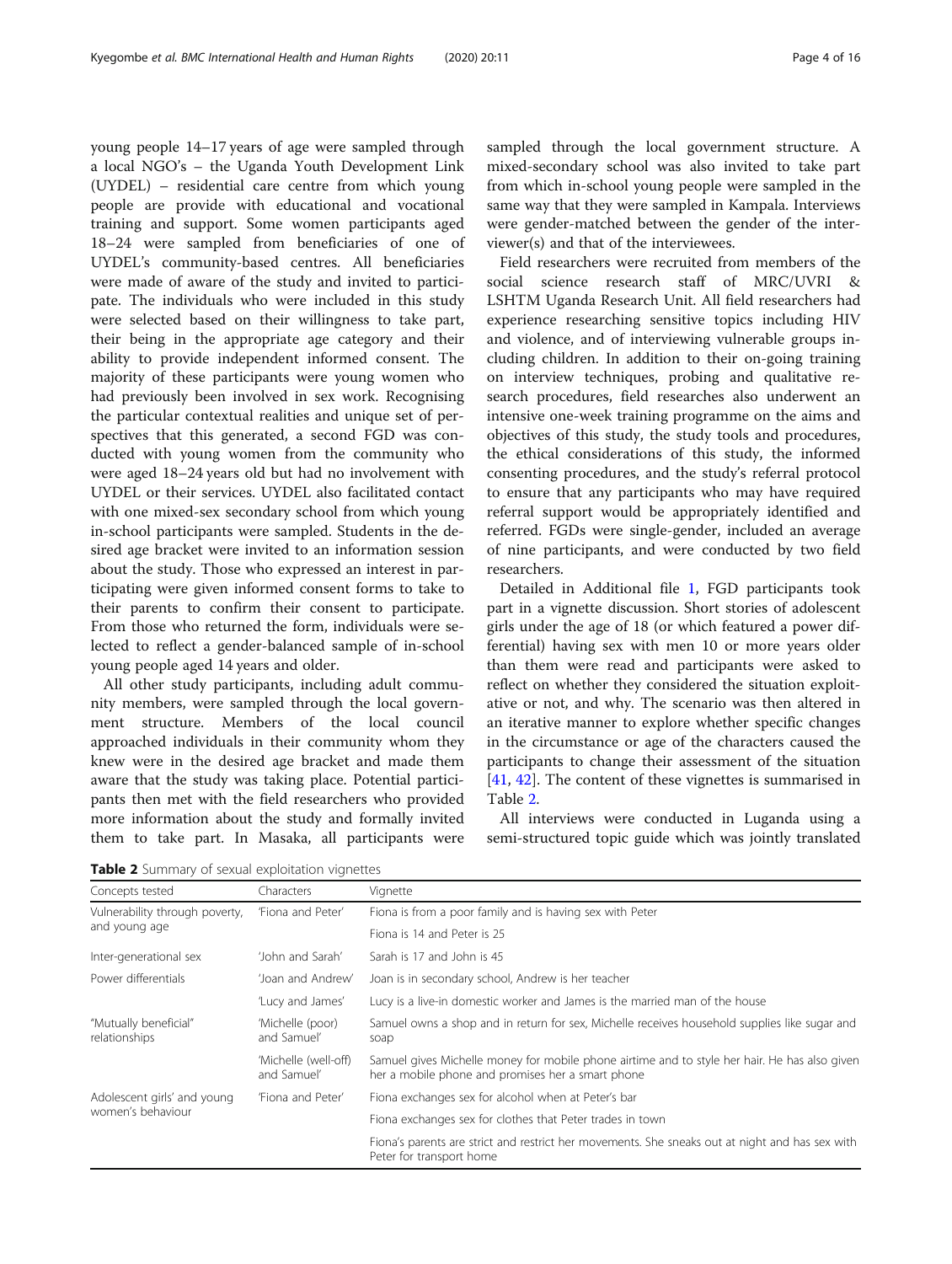young people 14–17 years of age were sampled through a local NGO's – the Uganda Youth Development Link (UYDEL) – residential care centre from which young people are provide with educational and vocational training and support. Some women participants aged 18–24 were sampled from beneficiaries of one of UYDEL's community-based centres. All beneficiaries were made of aware of the study and invited to participate. The individuals who were included in this study were selected based on their willingness to take part, their being in the appropriate age category and their ability to provide independent informed consent. The majority of these participants were young women who had previously been involved in sex work. Recognising the particular contextual realities and unique set of perspectives that this generated, a second FGD was conducted with young women from the community who were aged 18–24 years old but had no involvement with UYDEL or their services. UYDEL also facilitated contact with one mixed-sex secondary school from which young in-school participants were sampled. Students in the desired age bracket were invited to an information session about the study. Those who expressed an interest in participating were given informed consent forms to take to their parents to confirm their consent to participate. From those who returned the form, individuals were selected to reflect a gender-balanced sample of in-school young people aged 14 years and older.

All other study participants, including adult community members, were sampled through the local government structure. Members of the local council approached individuals in their community whom they knew were in the desired age bracket and made them aware that the study was taking place. Potential participants then met with the field researchers who provided more information about the study and formally invited them to take part. In Masaka, all participants were sampled through the local government structure. A mixed-secondary school was also invited to take part from which in-school young people were sampled in the same way that they were sampled in Kampala. Interviews were gender-matched between the gender of the interviewer(s) and that of the interviewees.

Field researchers were recruited from members of the social science research staff of MRC/UVRI & LSHTM Uganda Research Unit. All field researchers had experience researching sensitive topics including HIV and violence, and of interviewing vulnerable groups including children. In addition to their on-going training on interview techniques, probing and qualitative research procedures, field researches also underwent an intensive one-week training programme on the aims and objectives of this study, the study tools and procedures, the ethical considerations of this study, the informed consenting procedures, and the study's referral protocol to ensure that any participants who may have required referral support would be appropriately identified and referred. FGDs were single-gender, included an average of nine participants, and were conducted by two field researchers.

Detailed in Additional file 1, FGD participants took part in a vignette discussion. Short stories of adolescent girls under the age of 18 (or which featured a power differential) having sex with men 10 or more years older than them were read and participants were asked to reflect on whether they considered the situation exploitative or not, and why. The scenario was then altered in an iterative manner to explore whether specific changes in the circumstance or age of the characters caused the participants to change their assessment of the situation [41, 42]. The content of these vignettes is summarised in Table 2.

All interviews were conducted in Luganda using a semi-structured topic guide which was jointly translated

**Table 2** Summary of sexual exploitation vignettes

| Concepts tested | Characters | Vignette |
|---|---|---|
| Vulnerability through poverty, and young age | 'Fiona and Peter' | Fiona is from a poor family and is having sex with Peter |
| | | Fiona is 14 and Peter is 25 |
| Inter-generational sex | 'John and Sarah' | Sarah is 17 and John is 45 |
| Power differentials | 'Joan and Andrew' | Joan is in secondary school, Andrew is her teacher |
| | 'Lucy and James' | Lucy is a live-in domestic worker and James is the married man of the house |
| "Mutually beneficial" relationships | 'Michelle (poor) and Samuel' | Samuel owns a shop and in return for sex, Michelle receives household supplies like sugar and soap |
| | 'Michelle (well-off) and Samuel' | Samuel gives Michelle money for mobile phone airtime and to style her hair. He has also given her a mobile phone and promises her a smart phone |
| Adolescent girls' and young women's behaviour | 'Fiona and Peter' | Fiona exchanges sex for alcohol when at Peter's bar |
| | | Fiona exchanges sex for clothes that Peter trades in town |
| | | Fiona's parents are strict and restrict her movements. She sneaks out at night and has sex with Peter for transport home |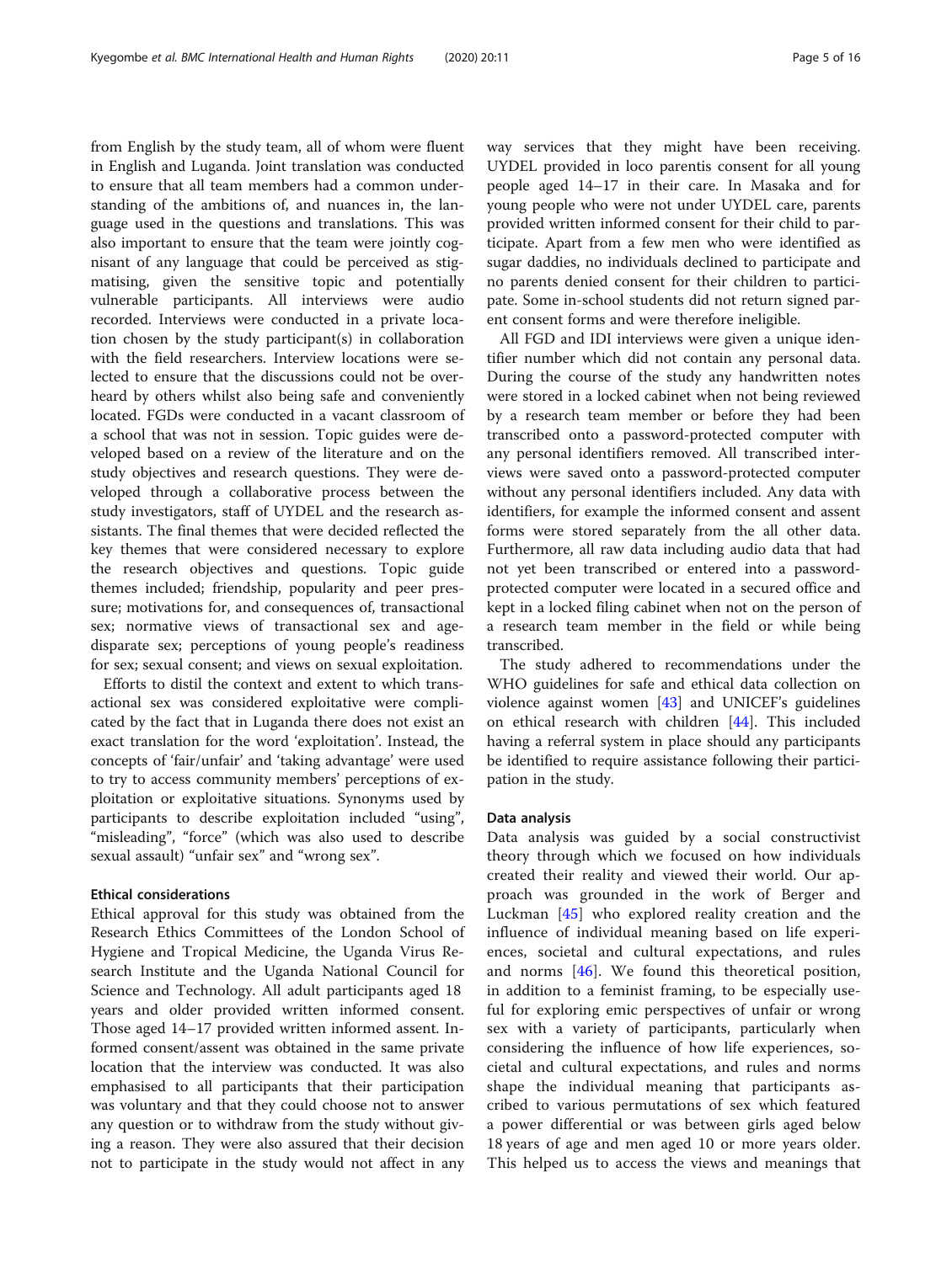from English by the study team, all of whom were fluent in English and Luganda. Joint translation was conducted to ensure that all team members had a common understanding of the ambitions of, and nuances in, the language used in the questions and translations. This was also important to ensure that the team were jointly cognisant of any language that could be perceived as stigmatising, given the sensitive topic and potentially vulnerable participants. All interviews were audio recorded. Interviews were conducted in a private location chosen by the study participant(s) in collaboration with the field researchers. Interview locations were selected to ensure that the discussions could not be overheard by others whilst also being safe and conveniently located. FGDs were conducted in a vacant classroom of a school that was not in session. Topic guides were developed based on a review of the literature and on the study objectives and research questions. They were developed through a collaborative process between the study investigators, staff of UYDEL and the research assistants. The final themes that were decided reflected the key themes that were considered necessary to explore the research objectives and questions. Topic guide themes included; friendship, popularity and peer pressure; motivations for, and consequences of, transactional sex; normative views of transactional sex and age-disparate sex; perceptions of young people's readiness for sex; sexual consent; and views on sexual exploitation.

Efforts to distil the context and extent to which transactional sex was considered exploitative were complicated by the fact that in Luganda there does not exist an exact translation for the word 'exploitation'. Instead, the concepts of 'fair/unfair' and 'taking advantage' were used to try to access community members' perceptions of exploitation or exploitative situations. Synonyms used by participants to describe exploitation included "using", "misleading", "force" (which was also used to describe sexual assault) "unfair sex" and "wrong sex".

### Ethical considerations

Ethical approval for this study was obtained from the Research Ethics Committees of the London School of Hygiene and Tropical Medicine, the Uganda Virus Research Institute and the Uganda National Council for Science and Technology. All adult participants aged 18 years and older provided written informed consent. Those aged 14–17 provided written informed assent. Informed consent/assent was obtained in the same private location that the interview was conducted. It was also emphasised to all participants that their participation was voluntary and that they could choose not to answer any question or to withdraw from the study without giving a reason. They were also assured that their decision not to participate in the study would not affect in any way services that they might have been receiving. UYDEL provided in loco parentis consent for all young people aged 14–17 in their care. In Masaka and for young people who were not under UYDEL care, parents provided written informed consent for their child to participate. Apart from a few men who were identified as sugar daddies, no individuals declined to participate and no parents denied consent for their children to participate. Some in-school students did not return signed parent consent forms and were therefore ineligible.

All FGD and IDI interviews were given a unique identifier number which did not contain any personal data. During the course of the study any handwritten notes were stored in a locked cabinet when not being reviewed by a research team member or before they had been transcribed onto a password-protected computer with any personal identifiers removed. All transcribed interviews were saved onto a password-protected computer without any personal identifiers included. Any data with identifiers, for example the informed consent and assent forms were stored separately from the all other data. Furthermore, all raw data including audio data that had not yet been transcribed or entered into a password-protected computer were located in a secured office and kept in a locked filing cabinet when not on the person of a research team member in the field or while being transcribed.

The study adhered to recommendations under the WHO guidelines for safe and ethical data collection on violence against women [43] and UNICEF's guidelines on ethical research with children [44]. This included having a referral system in place should any participants be identified to require assistance following their participation in the study.

### Data analysis

Data analysis was guided by a social constructivist theory through which we focused on how individuals created their reality and viewed their world. Our approach was grounded in the work of Berger and Luckman [45] who explored reality creation and the influence of individual meaning based on life experiences, societal and cultural expectations, and rules and norms [46]. We found this theoretical position, in addition to a feminist framing, to be especially useful for exploring emic perspectives of unfair or wrong sex with a variety of participants, particularly when considering the influence of how life experiences, societal and cultural expectations, and rules and norms shape the individual meaning that participants ascribed to various permutations of sex which featured a power differential or was between girls aged below 18 years of age and men aged 10 or more years older. This helped us to access the views and meanings that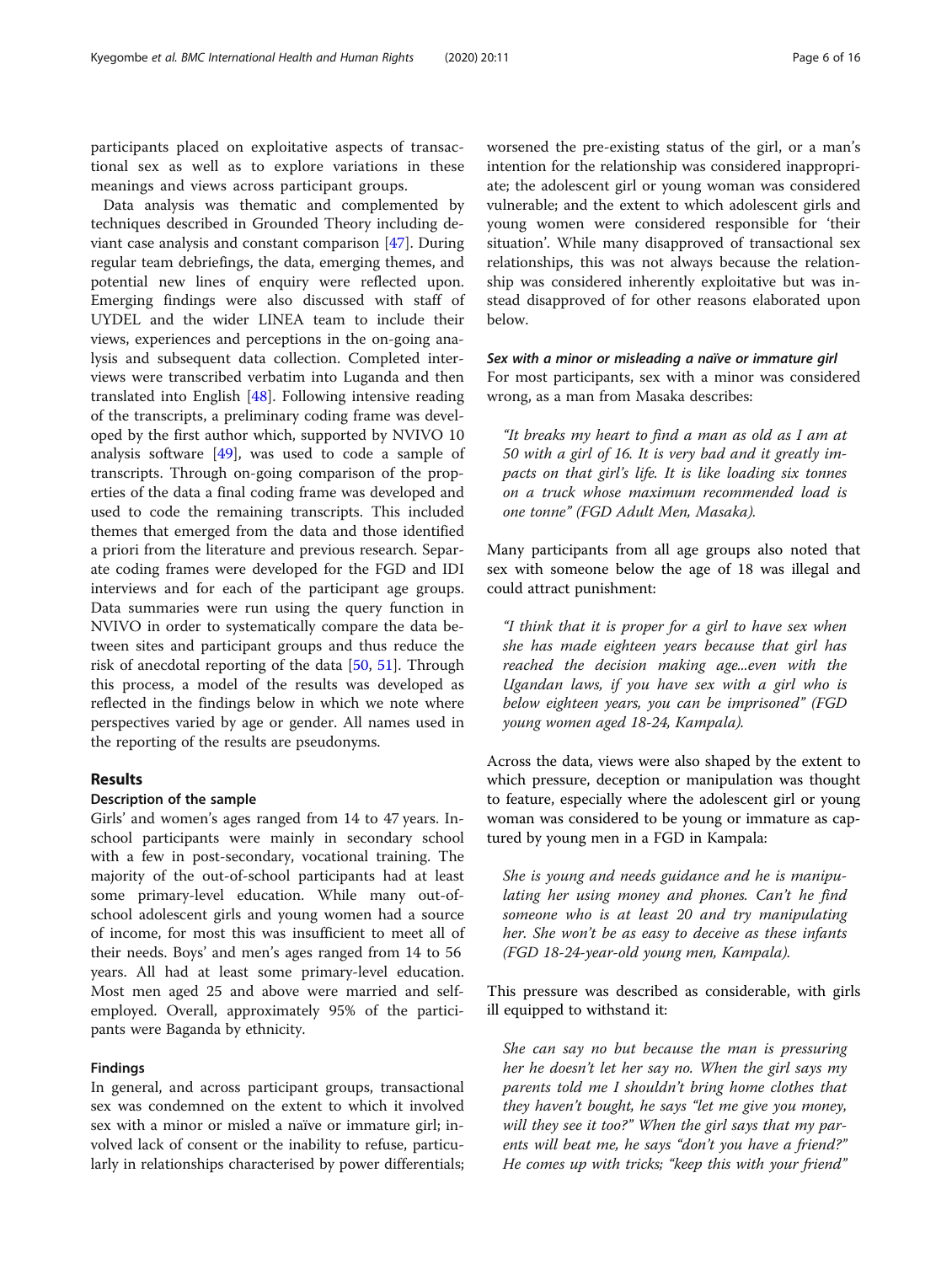participants placed on exploitative aspects of transactional sex as well as to explore variations in these meanings and views across participant groups.

Data analysis was thematic and complemented by techniques described in Grounded Theory including deviant case analysis and constant comparison [47]. During regular team debriefings, the data, emerging themes, and potential new lines of enquiry were reflected upon. Emerging findings were also discussed with staff of UYDEL and the wider LINEA team to include their views, experiences and perceptions in the on-going analysis and subsequent data collection. Completed interviews were transcribed verbatim into Luganda and then translated into English [48]. Following intensive reading of the transcripts, a preliminary coding frame was developed by the first author which, supported by NVIVO 10 analysis software [49], was used to code a sample of transcripts. Through on-going comparison of the properties of the data a final coding frame was developed and used to code the remaining transcripts. This included themes that emerged from the data and those identified a priori from the literature and previous research. Separate coding frames were developed for the FGD and IDI interviews and for each of the participant age groups. Data summaries were run using the query function in NVIVO in order to systematically compare the data between sites and participant groups and thus reduce the risk of anecdotal reporting of the data [50, 51]. Through this process, a model of the results was developed as reflected in the findings below in which we note where perspectives varied by age or gender. All names used in the reporting of the results are pseudonyms.

## Results

### Description of the sample

Girls' and women's ages ranged from 14 to 47 years. In-school participants were mainly in secondary school with a few in post-secondary, vocational training. The majority of the out-of-school participants had at least some primary-level education. While many out-of-school adolescent girls and young women had a source of income, for most this was insufficient to meet all of their needs. Boys' and men's ages ranged from 14 to 56 years. All had at least some primary-level education. Most men aged 25 and above were married and self-employed. Overall, approximately 95% of the participants were Baganda by ethnicity.

### Findings

In general, and across participant groups, transactional sex was condemned on the extent to which it involved sex with a minor or misled a naïve or immature girl; involved lack of consent or the inability to refuse, particularly in relationships characterised by power differentials; worsened the pre-existing status of the girl, or a man's intention for the relationship was considered inappropriate; the adolescent girl or young woman was considered vulnerable; and the extent to which adolescent girls and young women were considered responsible for 'their situation'. While many disapproved of transactional sex relationships, this was not always because the relationship was considered inherently exploitative but was instead disapproved of for other reasons elaborated upon below.

#### *Sex with a minor or misleading a naïve or immature girl*

For most participants, sex with a minor was considered wrong, as a man from Masaka describes:

> *"It breaks my heart to find a man as old as I am at 50 with a girl of 16. It is very bad and it greatly impacts on that girl's life. It is like loading six tonnes on a truck whose maximum recommended load is one tonne" (FGD Adult Men, Masaka).*

Many participants from all age groups also noted that sex with someone below the age of 18 was illegal and could attract punishment:

> *"I think that it is proper for a girl to have sex when she has made eighteen years because that girl has reached the decision making age...even with the Ugandan laws, if you have sex with a girl who is below eighteen years, you can be imprisoned" (FGD young women aged 18-24, Kampala).*

Across the data, views were also shaped by the extent to which pressure, deception or manipulation was thought to feature, especially where the adolescent girl or young woman was considered to be young or immature as captured by young men in a FGD in Kampala:

> *She is young and needs guidance and he is manipulating her using money and phones. Can't he find someone who is at least 20 and try manipulating her. She won't be as easy to deceive as these infants (FGD 18-24-year-old young men, Kampala).*

This pressure was described as considerable, with girls ill equipped to withstand it:

> *She can say no but because the man is pressuring her he doesn't let her say no. When the girl says my parents told me I shouldn't bring home clothes that they haven't bought, he says "let me give you money, will they see it too?" When the girl says that my parents will beat me, he says "don't you have a friend?" He comes up with tricks; "keep this with your friend"*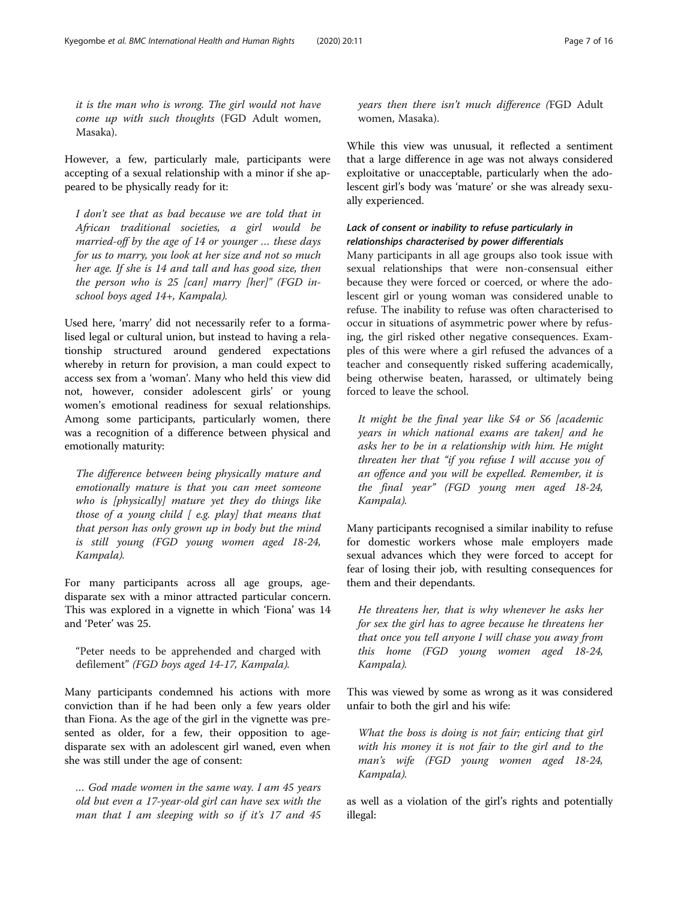*it is the man who is wrong. The girl would not have come up with such thoughts* (FGD Adult women, Masaka).

However, a few, particularly male, participants were accepting of a sexual relationship with a minor if she appeared to be physically ready for it:

> *I don't see that as bad because we are told that in African traditional societies, a girl would be married-off by the age of 14 or younger … these days for us to marry, you look at her size and not so much her age. If she is 14 and tall and has good size, then the person who is 25 [can] marry [her]" (FGD in-school boys aged 14+, Kampala).*

Used here, 'marry' did not necessarily refer to a formalised legal or cultural union, but instead to having a relationship structured around gendered expectations whereby in return for provision, a man could expect to access sex from a 'woman'. Many who held this view did not, however, consider adolescent girls' or young women's emotional readiness for sexual relationships. Among some participants, particularly women, there was a recognition of a difference between physical and emotionally maturity:

> *The difference between being physically mature and emotionally mature is that you can meet someone who is [physically] mature yet they do things like those of a young child [ e.g. play] that means that that person has only grown up in body but the mind is still young (FGD young women aged 18-24, Kampala).*

For many participants across all age groups, age-disparate sex with a minor attracted particular concern. This was explored in a vignette in which 'Fiona' was 14 and 'Peter' was 25.

> "Peter needs to be apprehended and charged with defilement" *(FGD boys aged 14-17, Kampala).*

Many participants condemned his actions with more conviction than if he had been only a few years older than Fiona. As the age of the girl in the vignette was presented as older, for a few, their opposition to age-disparate sex with an adolescent girl waned, even when she was still under the age of consent:

> *… God made women in the same way. I am 45 years old but even a 17-year-old girl can have sex with the man that I am sleeping with so if it's 17 and 45 years then there isn't much difference (*FGD Adult women, Masaka).

While this view was unusual, it reflected a sentiment that a large difference in age was not always considered exploitative or unacceptable, particularly when the adolescent girl's body was 'mature' or she was already sexually experienced.

#### *Lack of consent or inability to refuse particularly in relationships characterised by power differentials*

Many participants in all age groups also took issue with sexual relationships that were non-consensual either because they were forced or coerced, or where the adolescent girl or young woman was considered unable to refuse. The inability to refuse was often characterised to occur in situations of asymmetric power where by refusing, the girl risked other negative consequences. Examples of this were where a girl refused the advances of a teacher and consequently risked suffering academically, being otherwise beaten, harassed, or ultimately being forced to leave the school.

> *It might be the final year like S4 or S6 [academic years in which national exams are taken] and he asks her to be in a relationship with him. He might threaten her that "if you refuse I will accuse you of an offence and you will be expelled. Remember, it is the final year" (FGD young men aged 18-24, Kampala).*

Many participants recognised a similar inability to refuse for domestic workers whose male employers made sexual advances which they were forced to accept for fear of losing their job, with resulting consequences for them and their dependants.

> *He threatens her, that is why whenever he asks her for sex the girl has to agree because he threatens her that once you tell anyone I will chase you away from this home (FGD young women aged 18-24, Kampala).*

This was viewed by some as wrong as it was considered unfair to both the girl and his wife:

> *What the boss is doing is not fair; enticing that girl with his money it is not fair to the girl and to the man's wife (FGD young women aged 18-24, Kampala).*

as well as a violation of the girl's rights and potentially illegal: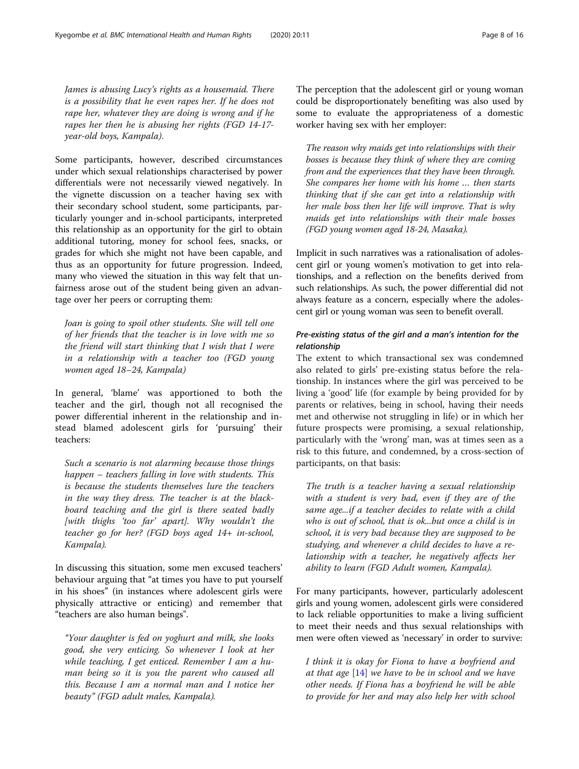*James is abusing Lucy's rights as a housemaid. There is a possibility that he even rapes her. If he does not rape her, whatever they are doing is wrong and if he rapes her then he is abusing her rights (FGD 14-17-year-old boys, Kampala).*

Some participants, however, described circumstances under which sexual relationships characterised by power differentials were not necessarily viewed negatively. In the vignette discussion on a teacher having sex with their secondary school student, some participants, particularly younger and in-school participants, interpreted this relationship as an opportunity for the girl to obtain additional tutoring, money for school fees, snacks, or grades for which she might not have been capable, and thus as an opportunity for future progression. Indeed, many who viewed the situation in this way felt that unfairness arose out of the student being given an advantage over her peers or corrupting them:

*Joan is going to spoil other students. She will tell one of her friends that the teacher is in love with me so the friend will start thinking that I wish that I were in a relationship with a teacher too (FGD young women aged 18–24, Kampala)*

In general, 'blame' was apportioned to both the teacher and the girl, though not all recognised the power differential inherent in the relationship and instead blamed adolescent girls for 'pursuing' their teachers:

*Such a scenario is not alarming because those things happen – teachers falling in love with students. This is because the students themselves lure the teachers in the way they dress. The teacher is at the blackboard teaching and the girl is there seated badly [with thighs 'too far' apart]. Why wouldn't the teacher go for her? (FGD boys aged 14+ in-school, Kampala).*

In discussing this situation, some men excused teachers' behaviour arguing that "at times you have to put yourself in his shoes" (in instances where adolescent girls were physically attractive or enticing) and remember that "teachers are also human beings".

*"Your daughter is fed on yoghurt and milk, she looks good, she very enticing. So whenever I look at her while teaching, I get enticed. Remember I am a human being so it is you the parent who caused all this. Because I am a normal man and I notice her beauty" (FGD adult males, Kampala).*

The perception that the adolescent girl or young woman could be disproportionately benefiting was also used by some to evaluate the appropriateness of a domestic worker having sex with her employer:

*The reason why maids get into relationships with their bosses is because they think of where they are coming from and the experiences that they have been through. She compares her home with his home … then starts thinking that if she can get into a relationship with her male boss then her life will improve. That is why maids get into relationships with their male bosses (FGD young women aged 18-24, Masaka).*

Implicit in such narratives was a rationalisation of adolescent girl or young women's motivation to get into relationships, and a reflection on the benefits derived from such relationships. As such, the power differential did not always feature as a concern, especially where the adolescent girl or young woman was seen to benefit overall.

### *Pre-existing status of the girl and a man's intention for the relationship*

The extent to which transactional sex was condemned also related to girls' pre-existing status before the relationship. In instances where the girl was perceived to be living a 'good' life (for example by being provided for by parents or relatives, being in school, having their needs met and otherwise not struggling in life) or in which her future prospects were promising, a sexual relationship, particularly with the 'wrong' man, was at times seen as a risk to this future, and condemned, by a cross-section of participants, on that basis:

*The truth is a teacher having a sexual relationship with a student is very bad, even if they are of the same age...if a teacher decides to relate with a child who is out of school, that is ok...but once a child is in school, it is very bad because they are supposed to be studying, and whenever a child decides to have a relationship with a teacher, he negatively affects her ability to learn (FGD Adult women, Kampala).*

For many participants, however, particularly adolescent girls and young women, adolescent girls were considered to lack reliable opportunities to make a living sufficient to meet their needs and thus sexual relationships with men were often viewed as 'necessary' in order to survive:

*I think it is okay for Fiona to have a boyfriend and at that age [14] we have to be in school and we have other needs. If Fiona has a boyfriend he will be able to provide for her and may also help her with school*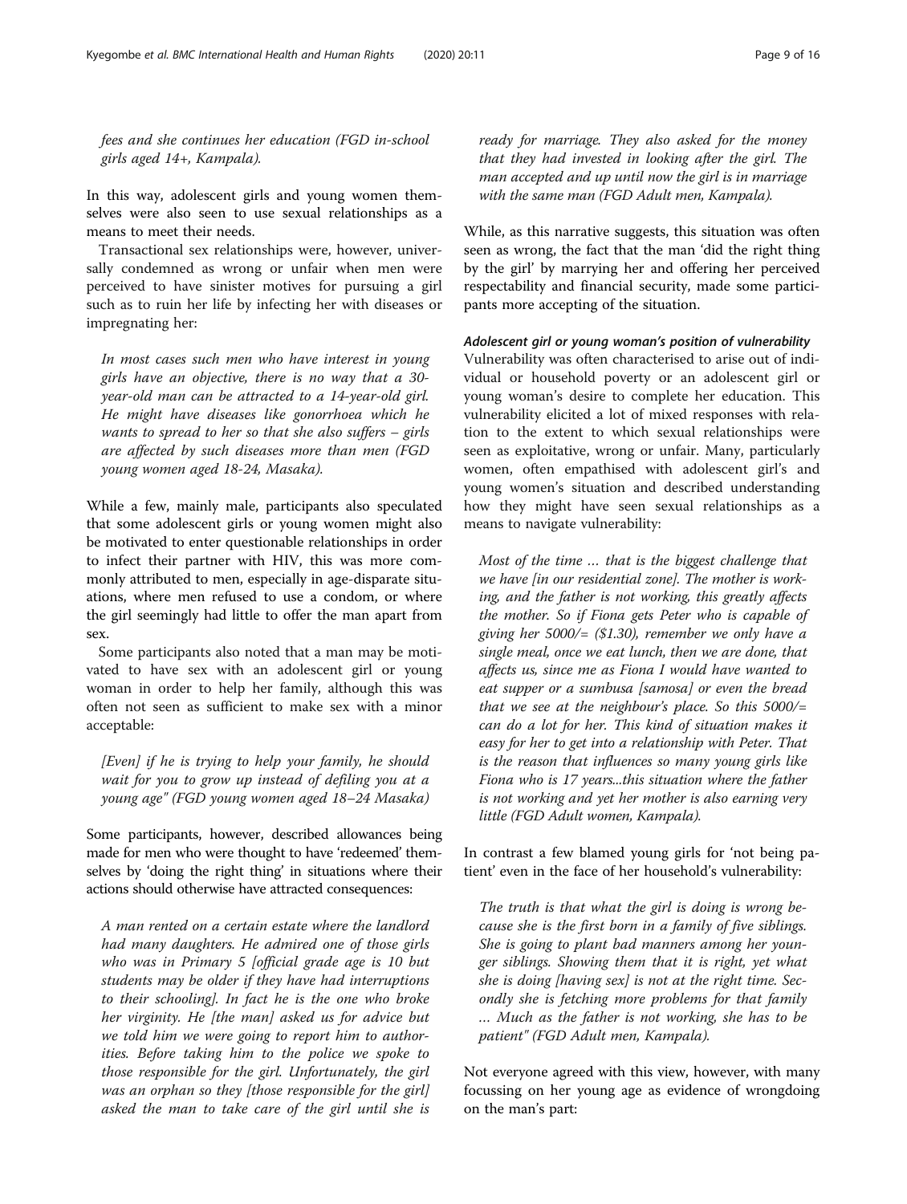*fees and she continues her education (FGD in-school girls aged 14+, Kampala).*

In this way, adolescent girls and young women themselves were also seen to use sexual relationships as a means to meet their needs.

Transactional sex relationships were, however, universally condemned as wrong or unfair when men were perceived to have sinister motives for pursuing a girl such as to ruin her life by infecting her with diseases or impregnating her:

> *In most cases such men who have interest in young girls have an objective, there is no way that a 30-year-old man can be attracted to a 14-year-old girl. He might have diseases like gonorrhoea which he wants to spread to her so that she also suffers – girls are affected by such diseases more than men (FGD young women aged 18-24, Masaka).*

While a few, mainly male, participants also speculated that some adolescent girls or young women might also be motivated to enter questionable relationships in order to infect their partner with HIV, this was more commonly attributed to men, especially in age-disparate situations, where men refused to use a condom, or where the girl seemingly had little to offer the man apart from sex.

Some participants also noted that a man may be motivated to have sex with an adolescent girl or young woman in order to help her family, although this was often not seen as sufficient to make sex with a minor acceptable:

> *[Even] if he is trying to help your family, he should wait for you to grow up instead of defiling you at a young age" (FGD young women aged 18–24 Masaka)*

Some participants, however, described allowances being made for men who were thought to have 'redeemed' themselves by 'doing the right thing' in situations where their actions should otherwise have attracted consequences:

> *A man rented on a certain estate where the landlord had many daughters. He admired one of those girls who was in Primary 5 [official grade age is 10 but students may be older if they have had interruptions to their schooling]. In fact he is the one who broke her virginity. He [the man] asked us for advice but we told him we were going to report him to authorities. Before taking him to the police we spoke to those responsible for the girl. Unfortunately, the girl was an orphan so they [those responsible for the girl] asked the man to take care of the girl until she is ready for marriage. They also asked for the money that they had invested in looking after the girl. The man accepted and up until now the girl is in marriage with the same man (FGD Adult men, Kampala).*

While, as this narrative suggests, this situation was often seen as wrong, the fact that the man 'did the right thing by the girl' by marrying her and offering her perceived respectability and financial security, made some participants more accepting of the situation.

#### *Adolescent girl or young woman's position of vulnerability*

Vulnerability was often characterised to arise out of individual or household poverty or an adolescent girl or young woman's desire to complete her education. This vulnerability elicited a lot of mixed responses with relation to the extent to which sexual relationships were seen as exploitative, wrong or unfair. Many, particularly women, often empathised with adolescent girl's and young women's situation and described understanding how they might have seen sexual relationships as a means to navigate vulnerability:

> *Most of the time … that is the biggest challenge that we have [in our residential zone]. The mother is working, and the father is not working, this greatly affects the mother. So if Fiona gets Peter who is capable of giving her 5000/= ($1.30), remember we only have a single meal, once we eat lunch, then we are done, that affects us, since me as Fiona I would have wanted to eat supper or a sumbusa [samosa] or even the bread that we see at the neighbour's place. So this 5000/= can do a lot for her. This kind of situation makes it easy for her to get into a relationship with Peter. That is the reason that influences so many young girls like Fiona who is 17 years...this situation where the father is not working and yet her mother is also earning very little (FGD Adult women, Kampala).*

In contrast a few blamed young girls for 'not being patient' even in the face of her household's vulnerability:

> *The truth is that what the girl is doing is wrong because she is the first born in a family of five siblings. She is going to plant bad manners among her younger siblings. Showing them that it is right, yet what she is doing [having sex] is not at the right time. Secondly she is fetching more problems for that family … Much as the father is not working, she has to be patient" (FGD Adult men, Kampala).*

Not everyone agreed with this view, however, with many focussing on her young age as evidence of wrongdoing on the man's part: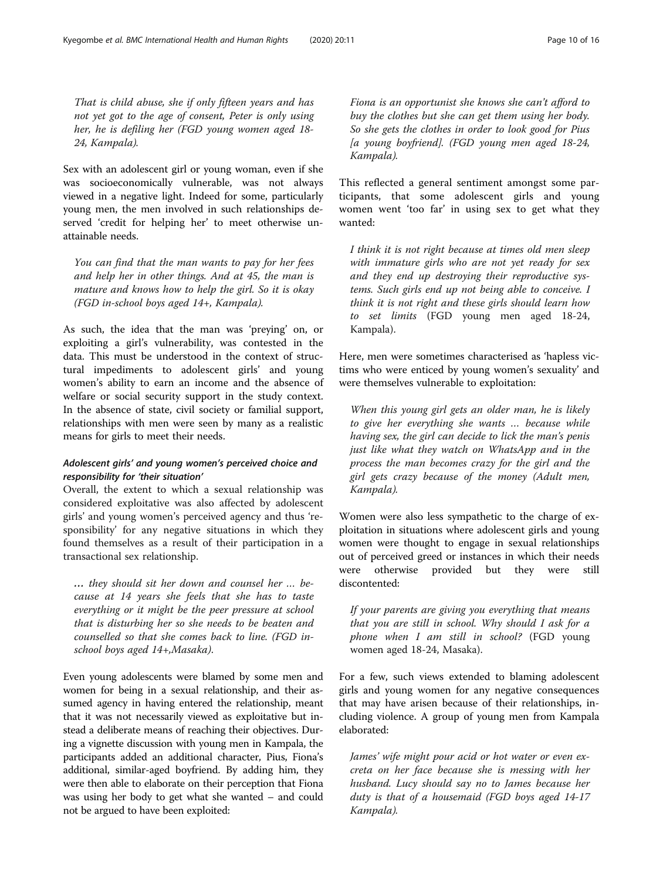*That is child abuse, she if only fifteen years and has not yet got to the age of consent, Peter is only using her, he is defiling her (FGD young women aged 18-24, Kampala).*

Sex with an adolescent girl or young woman, even if she was socioeconomically vulnerable, was not always viewed in a negative light. Indeed for some, particularly young men, the men involved in such relationships deserved 'credit for helping her' to meet otherwise unattainable needs.

*You can find that the man wants to pay for her fees and help her in other things. And at 45, the man is mature and knows how to help the girl. So it is okay (FGD in-school boys aged 14+, Kampala).*

As such, the idea that the man was 'preying' on, or exploiting a girl's vulnerability, was contested in the data. This must be understood in the context of structural impediments to adolescent girls' and young women's ability to earn an income and the absence of welfare or social security support in the study context. In the absence of state, civil society or familial support, relationships with men were seen by many as a realistic means for girls to meet their needs.

#### *Adolescent girls' and young women's perceived choice and responsibility for 'their situation'*

Overall, the extent to which a sexual relationship was considered exploitative was also affected by adolescent girls' and young women's perceived agency and thus 'responsibility' for any negative situations in which they found themselves as a result of their participation in a transactional sex relationship.

*… they should sit her down and counsel her … because at 14 years she feels that she has to taste everything or it might be the peer pressure at school that is disturbing her so she needs to be beaten and counselled so that she comes back to line. (FGD in-school boys aged 14+,Masaka).*

Even young adolescents were blamed by some men and women for being in a sexual relationship, and their assumed agency in having entered the relationship, meant that it was not necessarily viewed as exploitative but instead a deliberate means of reaching their objectives. During a vignette discussion with young men in Kampala, the participants added an additional character, Pius, Fiona's additional, similar-aged boyfriend. By adding him, they were then able to elaborate on their perception that Fiona was using her body to get what she wanted – and could not be argued to have been exploited:

*Fiona is an opportunist she knows she can't afford to buy the clothes but she can get them using her body. So she gets the clothes in order to look good for Pius [a young boyfriend]. (FGD young men aged 18-24, Kampala).*

This reflected a general sentiment amongst some participants, that some adolescent girls and young women went 'too far' in using sex to get what they wanted:

*I think it is not right because at times old men sleep with immature girls who are not yet ready for sex and they end up destroying their reproductive systems. Such girls end up not being able to conceive. I think it is not right and these girls should learn how to set limits (FGD young men aged 18-24, Kampala).*

Here, men were sometimes characterised as 'hapless victims who were enticed by young women's sexuality' and were themselves vulnerable to exploitation:

*When this young girl gets an older man, he is likely to give her everything she wants … because while having sex, the girl can decide to lick the man's penis just like what they watch on WhatsApp and in the process the man becomes crazy for the girl and the girl gets crazy because of the money (Adult men, Kampala).*

Women were also less sympathetic to the charge of exploitation in situations where adolescent girls and young women were thought to engage in sexual relationships out of perceived greed or instances in which their needs were otherwise provided but they were still discontented:

*If your parents are giving you everything that means that you are still in school. Why should I ask for a phone when I am still in school? (FGD young women aged 18-24, Masaka).*

For a few, such views extended to blaming adolescent girls and young women for any negative consequences that may have arisen because of their relationships, including violence. A group of young men from Kampala elaborated:

*James' wife might pour acid or hot water or even excreta on her face because she is messing with her husband. Lucy should say no to James because her duty is that of a housemaid (FGD boys aged 14-17 Kampala).*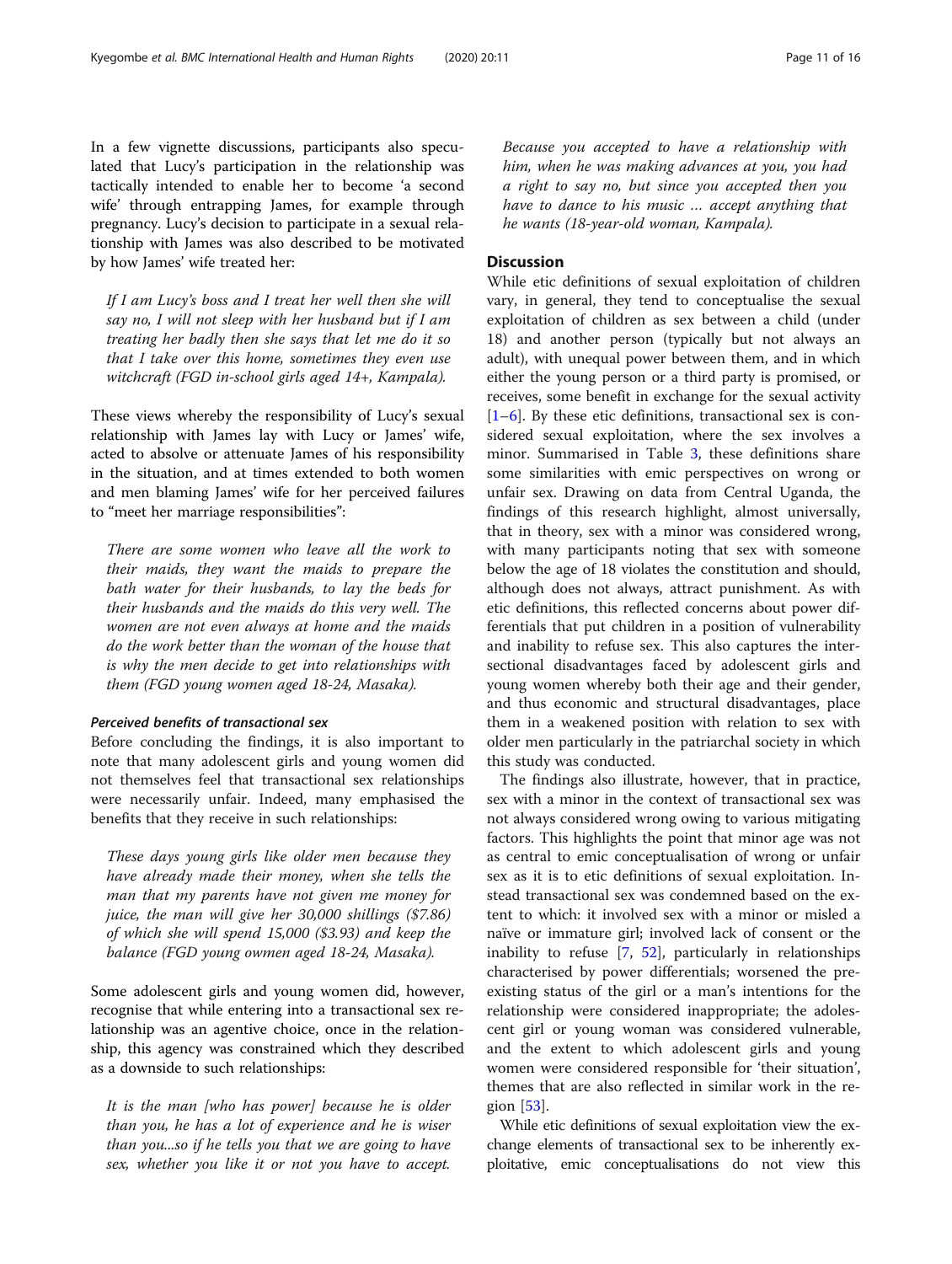In a few vignette discussions, participants also speculated that Lucy's participation in the relationship was tactically intended to enable her to become 'a second wife' through entrapping James, for example through pregnancy. Lucy's decision to participate in a sexual relationship with James was also described to be motivated by how James' wife treated her:

> *If I am Lucy's boss and I treat her well then she will say no, I will not sleep with her husband but if I am treating her badly then she says that let me do it so that I take over this home, sometimes they even use witchcraft (FGD in-school girls aged 14+, Kampala).*

These views whereby the responsibility of Lucy's sexual relationship with James lay with Lucy or James' wife, acted to absolve or attenuate James of his responsibility in the situation, and at times extended to both women and men blaming James' wife for her perceived failures to "meet her marriage responsibilities":

> *There are some women who leave all the work to their maids, they want the maids to prepare the bath water for their husbands, to lay the beds for their husbands and the maids do this very well. The women are not even always at home and the maids do the work better than the woman of the house that is why the men decide to get into relationships with them (FGD young women aged 18-24, Masaka).*

#### Perceived benefits of transactional sex

Before concluding the findings, it is also important to note that many adolescent girls and young women did not themselves feel that transactional sex relationships were necessarily unfair. Indeed, many emphasised the benefits that they receive in such relationships:

> *These days young girls like older men because they have already made their money, when she tells the man that my parents have not given me money for juice, the man will give her 30,000 shillings ($7.86) of which she will spend 15,000 ($3.93) and keep the balance (FGD young owmen aged 18-24, Masaka).*

Some adolescent girls and young women did, however, recognise that while entering into a transactional sex relationship was an agentive choice, once in the relationship, this agency was constrained which they described as a downside to such relationships:

> *It is the man [who has power] because he is older than you, he has a lot of experience and he is wiser than you...so if he tells you that we are going to have sex, whether you like it or not you have to accept. Because you accepted to have a relationship with him, when he was making advances at you, you had a right to say no, but since you accepted then you have to dance to his music … accept anything that he wants (18-year-old woman, Kampala).*

## Discussion

While etic definitions of sexual exploitation of children vary, in general, they tend to conceptualise the sexual exploitation of children as sex between a child (under 18) and another person (typically but not always an adult), with unequal power between them, and in which either the young person or a third party is promised, or receives, some benefit in exchange for the sexual activity [1–6]. By these etic definitions, transactional sex is considered sexual exploitation, where the sex involves a minor. Summarised in Table 3, these definitions share some similarities with emic perspectives on wrong or unfair sex. Drawing on data from Central Uganda, the findings of this research highlight, almost universally, that in theory, sex with a minor was considered wrong, with many participants noting that sex with someone below the age of 18 violates the constitution and should, although does not always, attract punishment. As with etic definitions, this reflected concerns about power differentials that put children in a position of vulnerability and inability to refuse sex. This also captures the intersectional disadvantages faced by adolescent girls and young women whereby both their age and their gender, and thus economic and structural disadvantages, place them in a weakened position with relation to sex with older men particularly in the patriarchal society in which this study was conducted.

The findings also illustrate, however, that in practice, sex with a minor in the context of transactional sex was not always considered wrong owing to various mitigating factors. This highlights the point that minor age was not as central to emic conceptualisation of wrong or unfair sex as it is to etic definitions of sexual exploitation. Instead transactional sex was condemned based on the extent to which: it involved sex with a minor or misled a naïve or immature girl; involved lack of consent or the inability to refuse [7, 52], particularly in relationships characterised by power differentials; worsened the pre-existing status of the girl or a man's intentions for the relationship were considered inappropriate; the adolescent girl or young woman was considered vulnerable, and the extent to which adolescent girls and young women were considered responsible for 'their situation', themes that are also reflected in similar work in the region [53].

While etic definitions of sexual exploitation view the exchange elements of transactional sex to be inherently exploitative, emic conceptualisations do not view this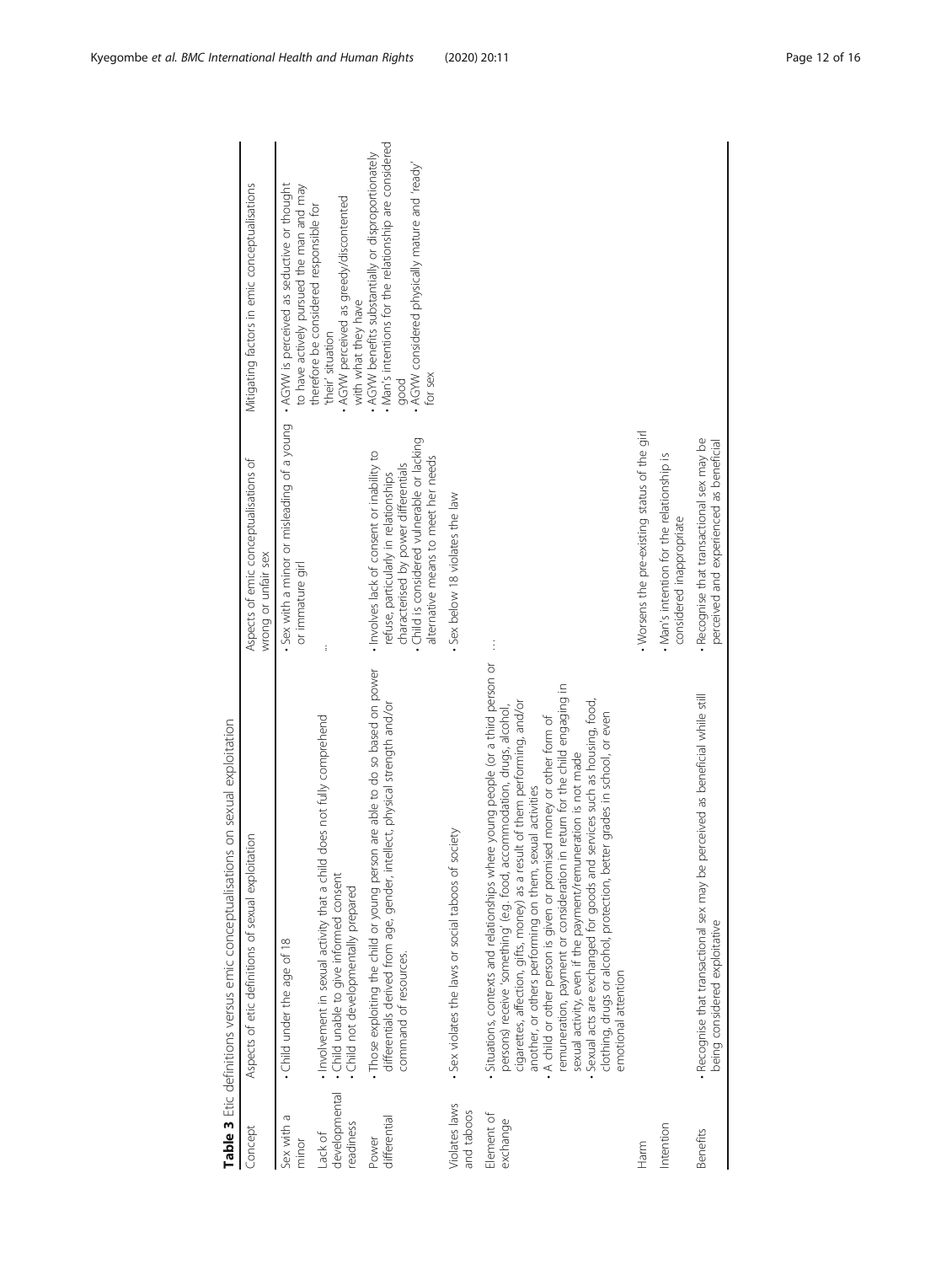**Table 3** Etic definitions versus emic conceptualisations on sexual exploitation

| Concept | Aspects of etic definitions of sexual exploitation | Aspects of emic conceptualisations of wrong or unfair sex | Mitigating factors in emic conceptualisations |
|---|---|---|---|
| Sex with a minor | • Child under the age of 18 | • Sex with a minor or misleading of a young or immature girl | • AGYW is perceived as seductive or thought to have actively pursued the man and may therefore be considered responsible for 'their' situation<br>• AGYW perceived as greedy/discontented with what they have |
| Lack of developmental readiness | • Involvement in sexual activity that a child does not fully comprehend<br>• Child unable to give informed consent<br>• Child not developmentally prepared | ... | |
| Power differential | • Those exploiting the child or young person are able to do so based on power differentials derived from age, gender, intellect, physical strength and/or command of resources. | • Involves lack of consent or inability to refuse, particularly in relationships characterised by power differentials<br>• Child is considered vulnerable or lacking alternative means to meet her needs | • AGYW benefits substantially or disproportionately<br>• Man's intentions for the relationship are considered good<br>• AGYW considered physically mature and 'ready' for sex |
| Violates laws and taboos | • Sex violates the laws or social taboos of society | • Sex below 18 violates the law | |
| Element of exchange | • Situations, contexts and relationships where young people (or a third person or persons) receive 'something' (e.g. food, accommodation, drugs, alcohol, cigarettes, affection, gifts, money) as a result of them performing, and/or another, or others performing on them, sexual activities<br>• A child or other person is given or promised money or other form of remuneration, payment or consideration in return for the child engaging in sexual activity, even if the payment/remuneration is not made<br>• Sexual acts are exchanged for goods and services such as housing, food, clothing, drugs or alcohol, protection, better grades in school, or even emotional attention | ... | |
| Harm | | • Worsens the pre-existing status of the girl | |
| Intention | | • Man's intention for the relationship is considered inappropriate | |
| Benefits | • Recognise that transactional sex may be perceived as beneficial while still being considered exploitative | • Recognise that transactional sex may be perceived and experienced as beneficial | |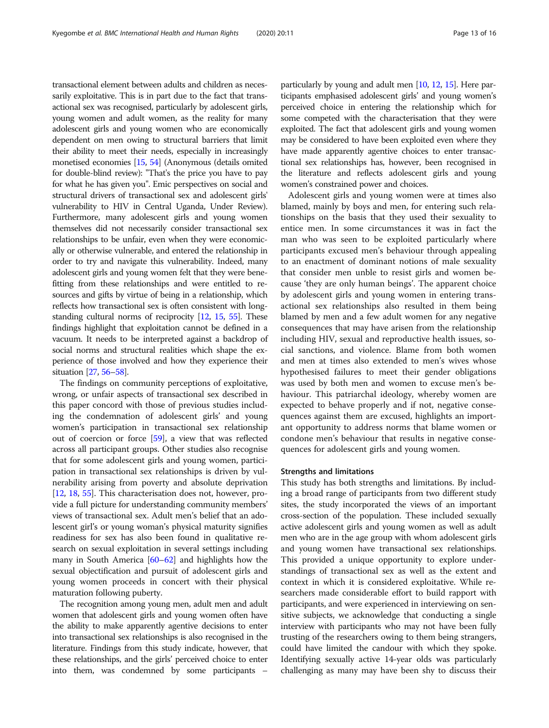transactional element between adults and children as necessarily exploitative. This is in part due to the fact that transactional sex was recognised, particularly by adolescent girls, young women and adult women, as the reality for many adolescent girls and young women who are economically dependent on men owing to structural barriers that limit their ability to meet their needs, especially in increasingly monetised economies [15, 54] (Anonymous (details omited for double-blind review): "That's the price you have to pay for what he has given you". Emic perspectives on social and structural drivers of transactional sex and adolescent girls' vulnerability to HIV in Central Uganda, Under Review). Furthermore, many adolescent girls and young women themselves did not necessarily consider transactional sex relationships to be unfair, even when they were economically or otherwise vulnerable, and entered the relationship in order to try and navigate this vulnerability. Indeed, many adolescent girls and young women felt that they were benefitting from these relationships and were entitled to resources and gifts by virtue of being in a relationship, which reflects how transactional sex is often consistent with longstanding cultural norms of reciprocity [12, 15, 55]. These findings highlight that exploitation cannot be defined in a vacuum. It needs to be interpreted against a backdrop of social norms and structural realities which shape the experience of those involved and how they experience their situation [27, 56–58].

The findings on community perceptions of exploitative, wrong, or unfair aspects of transactional sex described in this paper concord with those of previous studies including the condemnation of adolescent girls' and young women's participation in transactional sex relationship out of coercion or force [59], a view that was reflected across all participant groups. Other studies also recognise that for some adolescent girls and young women, participation in transactional sex relationships is driven by vulnerability arising from poverty and absolute deprivation [12, 18, 55]. This characterisation does not, however, provide a full picture for understanding community members' views of transactional sex. Adult men's belief that an adolescent girl's or young woman's physical maturity signifies readiness for sex has also been found in qualitative research on sexual exploitation in several settings including many in South America [60–62] and highlights how the sexual objectification and pursuit of adolescent girls and young women proceeds in concert with their physical maturation following puberty.

The recognition among young men, adult men and adult women that adolescent girls and young women often have the ability to make apparently agentive decisions to enter into transactional sex relationships is also recognised in the literature. Findings from this study indicate, however, that these relationships, and the girls' perceived choice to enter into them, was condemned by some participants – particularly by young and adult men [10, 12, 15]. Here participants emphasised adolescent girls' and young women's perceived choice in entering the relationship which for some competed with the characterisation that they were exploited. The fact that adolescent girls and young women may be considered to have been exploited even where they have made apparently agentive choices to enter transactional sex relationships has, however, been recognised in the literature and reflects adolescent girls and young women's constrained power and choices.

Adolescent girls and young women were at times also blamed, mainly by boys and men, for entering such relationships on the basis that they used their sexuality to entice men. In some circumstances it was in fact the man who was seen to be exploited particularly where participants excused men's behaviour through appealing to an enactment of dominant notions of male sexuality that consider men unble to resist girls and women because 'they are only human beings'. The apparent choice by adolescent girls and young women in entering transactional sex relationships also resulted in them being blamed by men and a few adult women for any negative consequences that may have arisen from the relationship including HIV, sexual and reproductive health issues, social sanctions, and violence. Blame from both women and men at times also extended to men's wives whose hypothesised failures to meet their gender obligations was used by both men and women to excuse men's behaviour. This patriarchal ideology, whereby women are expected to behave properly and if not, negative consequences against them are excused, highlights an important opportunity to address norms that blame women or condone men's behaviour that results in negative consequences for adolescent girls and young women.

### Strengths and limitations

This study has both strengths and limitations. By including a broad range of participants from two different study sites, the study incorporated the views of an important cross-section of the population. These included sexually active adolescent girls and young women as well as adult men who are in the age group with whom adolescent girls and young women have transactional sex relationships. This provided a unique opportunity to explore understandings of transactional sex as well as the extent and context in which it is considered exploitative. While researchers made considerable effort to build rapport with participants, and were experienced in interviewing on sensitive subjects, we acknowledge that conducting a single interview with participants who may not have been fully trusting of the researchers owing to them being strangers, could have limited the candour with which they spoke. Identifying sexually active 14-year olds was particularly challenging as many may have been shy to discuss their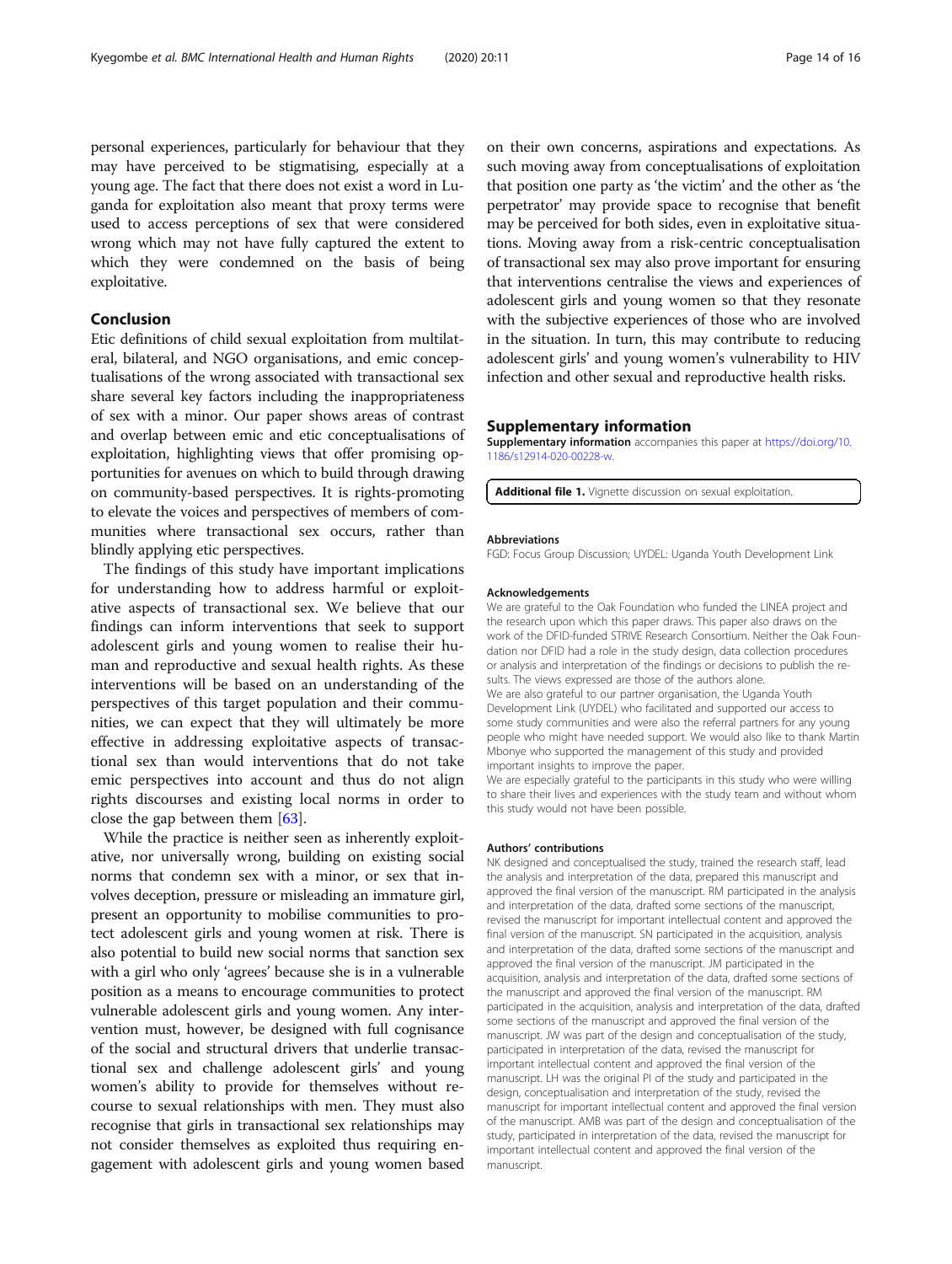personal experiences, particularly for behaviour that they may have perceived to be stigmatising, especially at a young age. The fact that there does not exist a word in Luganda for exploitation also meant that proxy terms were used to access perceptions of sex that were considered wrong which may not have fully captured the extent to which they were condemned on the basis of being exploitative.

## Conclusion

Etic definitions of child sexual exploitation from multilateral, bilateral, and NGO organisations, and emic conceptualisations of the wrong associated with transactional sex share several key factors including the inappropriateness of sex with a minor. Our paper shows areas of contrast and overlap between emic and etic conceptualisations of exploitation, highlighting views that offer promising opportunities for avenues on which to build through drawing on community-based perspectives. It is rights-promoting to elevate the voices and perspectives of members of communities where transactional sex occurs, rather than blindly applying etic perspectives.

The findings of this study have important implications for understanding how to address harmful or exploitative aspects of transactional sex. We believe that our findings can inform interventions that seek to support adolescent girls and young women to realise their human and reproductive and sexual health rights. As these interventions will be based on an understanding of the perspectives of this target population and their communities, we can expect that they will ultimately be more effective in addressing exploitative aspects of transactional sex than would interventions that do not take emic perspectives into account and thus do not align rights discourses and existing local norms in order to close the gap between them [63].

While the practice is neither seen as inherently exploitative, nor universally wrong, building on existing social norms that condemn sex with a minor, or sex that involves deception, pressure or misleading an immature girl, present an opportunity to mobilise communities to protect adolescent girls and young women at risk. There is also potential to build new social norms that sanction sex with a girl who only 'agrees' because she is in a vulnerable position as a means to encourage communities to protect vulnerable adolescent girls and young women. Any intervention must, however, be designed with full cognisance of the social and structural drivers that underlie transactional sex and challenge adolescent girls' and young women's ability to provide for themselves without recourse to sexual relationships with men. They must also recognise that girls in transactional sex relationships may not consider themselves as exploited thus requiring engagement with adolescent girls and young women based on their own concerns, aspirations and expectations. As such moving away from conceptualisations of exploitation that position one party as 'the victim' and the other as 'the perpetrator' may provide space to recognise that benefit may be perceived for both sides, even in exploitative situations. Moving away from a risk-centric conceptualisation of transactional sex may also prove important for ensuring that interventions centralise the views and experiences of adolescent girls and young women so that they resonate with the subjective experiences of those who are involved in the situation. In turn, this may contribute to reducing adolescent girls' and young women's vulnerability to HIV infection and other sexual and reproductive health risks.

## Supplementary information

**Supplementary information** accompanies this paper at https://doi.org/10.1186/s12914-020-00228-w.

**Additional file 1.** Vignette discussion on sexual exploitation.

#### Abbreviations

FGD: Focus Group Discussion; UYDEL: Uganda Youth Development Link

#### Acknowledgements

We are grateful to the Oak Foundation who funded the LINEA project and the research upon which this paper draws. This paper also draws on the work of the DFID-funded STRIVE Research Consortium. Neither the Oak Foundation nor DFID had a role in the study design, data collection procedures or analysis and interpretation of the findings or decisions to publish the results. The views expressed are those of the authors alone.

We are also grateful to our partner organisation, the Uganda Youth Development Link (UYDEL) who facilitated and supported our access to some study communities and were also the referral partners for any young people who might have needed support. We would also like to thank Martin Mbonye who supported the management of this study and provided important insights to improve the paper.

We are especially grateful to the participants in this study who were willing to share their lives and experiences with the study team and without whom this study would not have been possible.

#### Authors' contributions

NK designed and conceptualised the study, trained the research staff, lead the analysis and interpretation of the data, prepared this manuscript and approved the final version of the manuscript. RM participated in the analysis and interpretation of the data, drafted some sections of the manuscript, revised the manuscript for important intellectual content and approved the final version of the manuscript. SN participated in the acquisition, analysis and interpretation of the data, drafted some sections of the manuscript and approved the final version of the manuscript. JM participated in the acquisition, analysis and interpretation of the data, drafted some sections of the manuscript and approved the final version of the manuscript. RM participated in the acquisition, analysis and interpretation of the data, drafted some sections of the manuscript and approved the final version of the manuscript. JW was part of the design and conceptualisation of the study, participated in interpretation of the data, revised the manuscript for important intellectual content and approved the final version of the manuscript. LH was the original PI of the study and participated in the design, conceptualisation and interpretation of the study, revised the manuscript for important intellectual content and approved the final version of the manuscript. AMB was part of the design and conceptualisation of the study, participated in interpretation of the data, revised the manuscript for important intellectual content and approved the final version of the manuscript.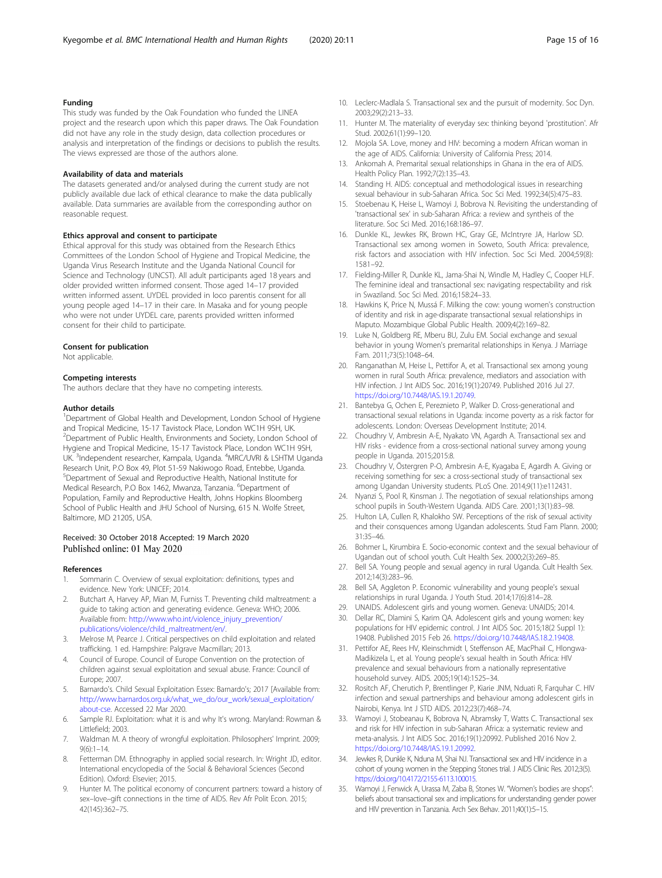## Funding

This study was funded by the Oak Foundation who funded the LINEA project and the research upon which this paper draws. The Oak Foundation did not have any role in the study design, data collection procedures or analysis and interpretation of the findings or decisions to publish the results. The views expressed are those of the authors alone.

## Availability of data and materials

The datasets generated and/or analysed during the current study are not publicly available due lack of ethical clearance to make the data publically available. Data summaries are available from the corresponding author on reasonable request.

## Ethics approval and consent to participate

Ethical approval for this study was obtained from the Research Ethics Committees of the London School of Hygiene and Tropical Medicine, the Uganda Virus Research Institute and the Uganda National Council for Science and Technology (UNCST). All adult participants aged 18 years and older provided written informed consent. Those aged 14–17 provided written informed assent. UYDEL provided in loco parentis consent for all young people aged 14–17 in their care. In Masaka and for young people who were not under UYDEL care, parents provided written informed consent for their child to participate.

## Consent for publication

Not applicable.

## Competing interests

The authors declare that they have no competing interests.

## Author details

[1]Department of Global Health and Development, London School of Hygiene and Tropical Medicine, 15-17 Tavistock Place, London WC1H 9SH, UK. [2]Department of Public Health, Environments and Society, London School of Hygiene and Tropical Medicine, 15-17 Tavistock Place, London WC1H 9SH, UK. [3]Independent researcher, Kampala, Uganda. [4]MRC/UVRI & LSHTM Uganda Research Unit, P.O Box 49, Plot 51-59 Nakiwogo Road, Entebbe, Uganda. [5]Department of Sexual and Reproductive Health, National Institute for Medical Research, P.O Box 1462, Mwanza, Tanzania. [6]Department of Population, Family and Reproductive Health, Johns Hopkins Bloomberg School of Public Health and JHU School of Nursing, 615 N. Wolfe Street, Baltimore, MD 21205, USA.

Received: 30 October 2018 Accepted: 19 March 2020
Published online: 01 May 2020

## References

1. Sommarin C. Overview of sexual exploitation: definitions, types and evidence. New York: UNICEF; 2014.
2. Butchart A, Harvey AP, Mian M, Furniss T. Preventing child maltreatment: a guide to taking action and generating evidence. Geneva: WHO; 2006. Available from: http://www.who.int/violence_injury_prevention/publications/violence/child_maltreatment/en/.
3. Melrose M, Pearce J. Critical perspectives on child exploitation and related trafficking. 1 ed. Hampshire: Palgrave Macmillan; 2013.
4. Council of Europe. Council of Europe Convention on the protection of children against sexual exploitation and sexual abuse. France: Council of Europe; 2007.
5. Barnardo's. Child Sexual Exploitation Essex: Barnardo's; 2017 [Available from: http://www.barnardos.org.uk/what_we_do/our_work/sexual_exploitation/about-cse. Accessed 22 Mar 2020.
6. Sample RJ. Exploitation: what it is and why It's wrong. Maryland: Rowman & Littlefield; 2003.
7. Waldman M. A theory of wrongful exploitation. Philosophers' Imprint. 2009; 9(6):1–14.
8. Fetterman DM. Ethnography in applied social research. In: Wright JD, editor. International encyclopedia of the Social & Behavioral Sciences (Second Edition). Oxford: Elsevier; 2015.
9. Hunter M. The political economy of concurrent partners: toward a history of sex–love–gift connections in the time of AIDS. Rev Afr Polit Econ. 2015; 42(145):362–75.
10. Leclerc-Madlala S. Transactional sex and the pursuit of modernity. Soc Dyn. 2003;29(2):213–33.
11. Hunter M. The materiality of everyday sex: thinking beyond 'prostitution'. Afr Stud. 2002;61(1):99–120.
12. Mojola SA. Love, money and HIV: becoming a modern African woman in the age of AIDS. California: University of California Press; 2014.
13. Ankomah A. Premarital sexual relationships in Ghana in the era of AIDS. Health Policy Plan. 1992;7(2):135–43.
14. Standing H. AIDS: conceptual and methodological issues in researching sexual behaviour in sub-Saharan Africa. Soc Sci Med. 1992;34(5):475–83.
15. Stoebenau K, Heise L, Wamoyi J, Bobrova N. Revisiting the understanding of 'transactional sex' in sub-Saharan Africa: a review and syntheis of the literature. Soc Sci Med. 2016;168:186–97.
16. Dunkle KL, Jewkes RK, Brown HC, Gray GE, McIntryre JA, Harlow SD. Transactional sex among women in Soweto, South Africa: prevalence, risk factors and association with HIV infection. Soc Sci Med. 2004;59(8): 1581–92.
17. Fielding-Miller R, Dunkle KL, Jama-Shai N, Windle M, Hadley C, Cooper HLF. The feminine ideal and transactional sex: navigating respectability and risk in Swaziland. Soc Sci Med. 2016;158:24–33.
18. Hawkins K, Price N, Mussá F. Milking the cow: young women's construction of identity and risk in age-disparate transactional sexual relationships in Maputo. Mozambique Global Public Health. 2009;4(2):169–82.
19. Luke N, Goldberg RE, Mberu BU, Zulu EM. Social exchange and sexual behavior in young Women's premarital relationships in Kenya. J Marriage Fam. 2011;73(5):1048–64.
20. Ranganathan M, Heise L, Pettifor A, et al. Transactional sex among young women in rural South Africa: prevalence, mediators and association with HIV infection. J Int AIDS Soc. 2016;19(1):20749. Published 2016 Jul 27. https://doi.org/10.7448/IAS.19.1.20749.
21. Bantebya G, Ochen E, Pereznieto P, Walker D. Cross-generational and transactional sexual relations in Uganda: income poverty as a risk factor for adolescents. London: Overseas Development Institute; 2014.
22. Choudhry V, Ambresin A-E, Nyakato VN, Agardh A. Transactional sex and HIV risks - evidence from a cross-sectional national survey among young people in Uganda. 2015;2015:8.
23. Choudhry V, Östergren P-O, Ambresin A-E, Kyagaba E, Agardh A. Giving or receiving something for sex: a cross-sectional study of transactional sex among Ugandan University students. PLoS One. 2014;9(11):e112431.
24. Nyanzi S, Pool R, Kinsman J. The negotiation of sexual relationships among school pupils in South-Western Uganda. AIDS Care. 2001;13(1):83–98.
25. Hulton LA, Cullen R, Khalokho SW. Perceptions of the risk of sexual activity and their consquences among Ugandan adolescents. Stud Fam Plann. 2000; 31:35–46.
26. Bohmer L, Kirumbira E. Socio-economic context and the sexual behaviour of Ugandan out of school youth. Cult Health Sex. 2000;2(3):269–85.
27. Bell SA. Young people and sexual agency in rural Uganda. Cult Health Sex. 2012;14(3):283–96.
28. Bell SA, Aggleton P. Economic vulnerability and young people's sexual relationships in rural Uganda. J Youth Stud. 2014;17(6):814–28.
29. UNAIDS. Adolescent girls and young women. Geneva: UNAIDS; 2014.
30. Dellar RC, Dlamini S, Karim QA. Adolescent girls and young women: key populations for HIV epidemic control. J Int AIDS Soc. 2015;18(2 Suppl 1): 19408. Published 2015 Feb 26. https://doi.org/10.7448/IAS.18.2.19408.
31. Pettifor AE, Rees HV, Kleinschmidt I, Steffenson AE, MacPhail C, Hlongwa-Madikizela L, et al. Young people's sexual health in South Africa: HIV prevalence and sexual behaviours from a nationally representative household survey. AIDS. 2005;19(14):1525–34.
32. Rositch AF, Cherutich P, Brentlinger P, Kiarie JNM, Nduati R, Farquhar C. HIV infection and sexual partnerships and behaviour among adolescent girls in Nairobi, Kenya. Int J STD AIDS. 2012;23(7):468–74.
33. Wamoyi J, Stobeanau K, Bobrova N, Abramsky T, Watts C. Transactional sex and risk for HIV infection in sub-Saharan Africa: a systematic review and meta-analysis. J Int AIDS Soc. 2016;19(1):20992. Published 2016 Nov 2. https://doi.org/10.7448/IAS.19.1.20992.
34. Jewkes R, Dunkle K, Nduna M, Shai NJ. Transactional sex and HIV incidence in a cohort of young women in the Stepping Stones trial. J AIDS Clinic Res. 2012;3(5). https://doi.org/10.4172/2155-6113.100015.
35. Wamoyi J, Fenwick A, Urassa M, Zaba B, Stones W. "Women's bodies are shops": beliefs about transactional sex and implications for understanding gender power and HIV prevention in Tanzania. Arch Sex Behav. 2011;40(1):5–15.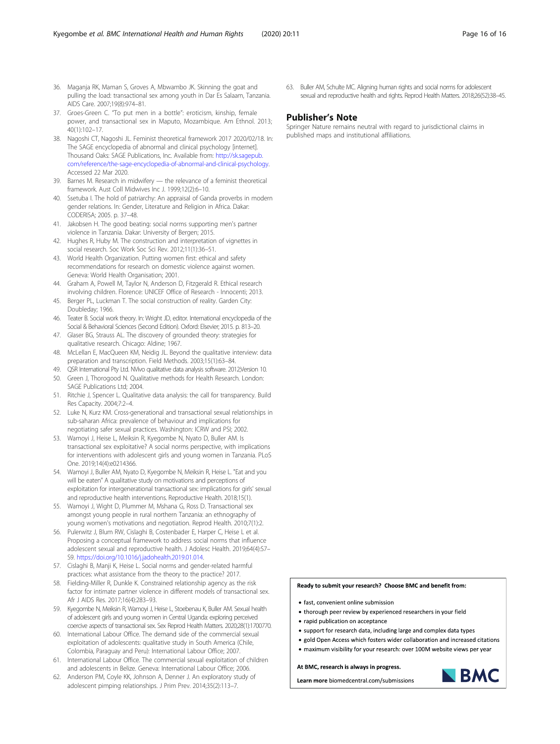36. Maganja RK, Maman S, Groves A, Mbwambo JK. Skinning the goat and pulling the load: transactional sex among youth in Dar Es Salaam, Tanzania. AIDS Care. 2007;19(8):974–81.
37. Groes-Green C. "To put men in a bottle": eroticism, kinship, female power, and transactional sex in Maputo, Mozambique. Am Ethnol. 2013; 40(1):102–17.
38. Nagoshi CT, Nagoshi JL. Feminist theoretical framework 2017 2020/02/18. In: The SAGE encyclopedia of abnormal and clinical psychology [internet]. Thousand Oaks: SAGE Publications, Inc. Available from: http://sk.sagepub.com/reference/the-sage-encyclopedia-of-abnormal-and-clinical-psychology. Accessed 22 Mar 2020.
39. Barnes M. Research in midwifery — the relevance of a feminist theoretical framework. Aust Coll Midwives Inc J. 1999;12(2):6–10.
40. Ssetuba I. The hold of patriarchy: An appraisal of Ganda proverbs in modern gender relations. In: Gender, Literature and Religion in Africa. Dakar: CODERISA; 2005. p. 37–48.
41. Jakobsen H. The good beating: social norms supporting men's partner violence in Tanzania. Dakar: University of Bergen; 2015.
42. Hughes R, Huby M. The construction and interpretation of vignettes in social research. Soc Work Soc Sci Rev. 2012;11(1):36–51.
43. World Health Organization. Putting women first: ethical and safety recommendations for research on domestic violence against women. Geneva: World Health Organisation; 2001.
44. Graham A, Powell M, Taylor N, Anderson D, Fitzgerald R. Ethical research involving children. Florence: UNICEF Office of Research - Innocenti; 2013.
45. Berger PL, Luckman T. The social construction of reality. Garden City: Doubleday; 1966.
46. Teater B. Social work theory. In: Wright JD, editor. International encyclopedia of the Social & Behavioral Sciences (Second Edition). Oxford: Elsevier; 2015. p. 813–20.
47. Glaser BG, Strauss AL. The discovery of grounded theory: strategies for qualitative research. Chicago: Aldine; 1967.
48. McLellan E, MacQueen KM, Neidig JL. Beyond the qualitative interview: data preparation and transcription. Field Methods. 2003;15(1):63–84.
49. QSR International Pty Ltd. NVivo qualitative data analysis software. 2012;Version 10.
50. Green J, Thorogood N. Qualitative methods for Health Research. London: SAGE Publications Ltd; 2004.
51. Ritchie J, Spencer L. Qualitative data analysis: the call for transparency. Build Res Capacity. 2004;7:2–4.
52. Luke N, Kurz KM. Cross-generational and transactional sexual relationships in sub-saharan Africa: prevalence of behaviour and implications for negotiating safer sexual practices. Washington: ICRW and PSI; 2002.
53. Wamoyi J, Heise L, Meiksin R, Kyegombe N, Nyato D, Buller AM. Is transactional sex exploitative? A social norms perspective, with implications for interventions with adolescent girls and young women in Tanzania. PLoS One. 2019;14(4):e0214366.
54. Wamoyi J, Buller AM, Nyato D, Kyegombe N, Meiksin R, Heise L. "Eat and you will be eaten" A qualitative study on motivations and perceptions of exploitation for intergenerational transactional sex: implications for girls' sexual and reproductive health interventions. Reproductive Health. 2018;15(1).
55. Wamoyi J, Wight D, Plummer M, Mshana G, Ross D. Transactional sex amongst young people in rural northern Tanzania: an ethnography of young women's motivations and negotiation. Reprod Health. 2010;7(1):2.
56. Pulerwitz J, Blum RW, Cislaghi B, Costenbader E, Harper C, Heise L et al. Proposing a conceptual framework to address social norms that influence adolescent sexual and reproductive health. J Adolesc Health. 2019;64(4):S7–S9. https://doi.org/10.1016/j.jadohealth.2019.01.014.
57. Cislaghi B, Manji K, Heise L. Social norms and gender-related harmful practices: what assistance from the theory to the practice? 2017.
58. Fielding-Miller R, Dunkle K. Constrained relationship agency as the risk factor for intimate partner violence in different models of transactional sex. Afr J AIDS Res. 2017;16(4):283–93.
59. Kyegombe N, Meiksin R, Wamoyi J, Heise L, Stoebenau K, Buller AM. Sexual health of adolescent girls and young women in Central Uganda: exploring perceived coercive aspects of transactional sex. Sex Reprod Health Matters. 2020;28(1):1700770.
60. International Labour Office. The demand side of the commercial sexual exploitation of adolescents: qualitative study in South America (Chile, Colombia, Paraguay and Peru): International Labour Office; 2007.
61. International Labour Office. The commercial sexual exploitation of children and adolescents in Belize. Geneva: International Labour Office; 2006.
62. Anderson PM, Coyle KK, Johnson A, Denner J. An exploratory study of adolescent pimping relationships. J Prim Prev. 2014;35(2):113–7.
63. Buller AM, Schulte MC. Aligning human rights and social norms for adolescent sexual and reproductive health and rights. Reprod Health Matters. 2018;26(52):38–45.

## Publisher's Note

Springer Nature remains neutral with regard to jurisdictional claims in published maps and institutional affiliations.

**Ready to submit your research? Choose BMC and benefit from:**

- fast, convenient online submission
- thorough peer review by experienced researchers in your field
- rapid publication on acceptance
- support for research data, including large and complex data types
- gold Open Access which fosters wider collaboration and increased citations
- maximum visibility for your research: over 100M website views per year

**At BMC, research is always in progress.**

**Learn more** biomedcentral.com/submissions

BMC